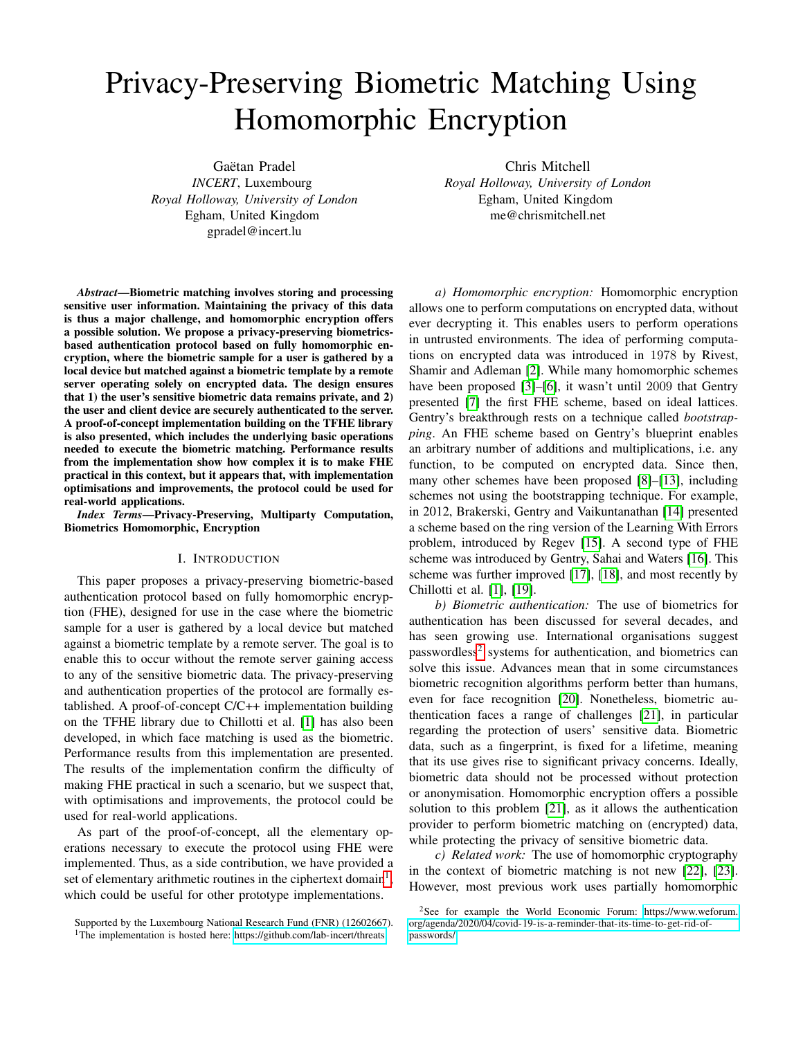# Privacy-Preserving Biometric Matching Using Homomorphic Encryption

Gaëtan Pradel
*INCERT*, Luxembourg
*Royal Holloway, University of London*
Egham, United Kingdom
gpradel@incert.lu

Chris Mitchell
*Royal Holloway, University of London*
Egham, United Kingdom
me@chrismitchell.net

***Abstract*—Biometric matching involves storing and processing sensitive user information. Maintaining the privacy of this data is thus a major challenge, and homomorphic encryption offers a possible solution. We propose a privacy-preserving biometrics-based authentication protocol based on fully homomorphic encryption, where the biometric sample for a user is gathered by a local device but matched against a biometric template by a remote server operating solely on encrypted data. The design ensures that 1) the user's sensitive biometric data remains private, and 2) the user and client device are securely authenticated to the server. A proof-of-concept implementation building on the TFHE library is also presented, which includes the underlying basic operations needed to execute the biometric matching. Performance results from the implementation show how complex it is to make FHE practical in this context, but it appears that, with implementation optimisations and improvements, the protocol could be used for real-world applications.**

***Index Terms*—Privacy-Preserving, Multiparty Computation, Biometrics Homomorphic, Encryption**

## I. Introduction

This paper proposes a privacy-preserving biometric-based authentication protocol based on fully homomorphic encryption (FHE), designed for use in the case where the biometric sample for a user is gathered by a local device but matched against a biometric template by a remote server. The goal is to enable this to occur without the remote server gaining access to any of the sensitive biometric data. The privacy-preserving and authentication properties of the protocol are formally established. A proof-of-concept C/C++ implementation building on the TFHE library due to Chillotti et al. [1] has also been developed, in which face matching is used as the biometric. Performance results from this implementation are presented. The results of the implementation confirm the difficulty of making FHE practical in such a scenario, but we suspect that, with optimisations and improvements, the protocol could be used for real-world applications.

As part of the proof-of-concept, all the elementary operations necessary to execute the protocol using FHE were implemented. Thus, as a side contribution, we have provided a set of elementary arithmetic routines in the ciphertext domain[1], which could be useful for other prototype implementations.

*a) Homomorphic encryption:* Homomorphic encryption allows one to perform computations on encrypted data, without ever decrypting it. This enables users to perform operations in untrusted environments. The idea of performing computations on encrypted data was introduced in 1978 by Rivest, Shamir and Adleman [2]. While many homomorphic schemes have been proposed [3]–[6], it wasn't until 2009 that Gentry presented [7] the first FHE scheme, based on ideal lattices. Gentry's breakthrough rests on a technique called *bootstrapping*. An FHE scheme based on Gentry's blueprint enables an arbitrary number of additions and multiplications, i.e. any function, to be computed on encrypted data. Since then, many other schemes have been proposed [8]–[13], including schemes not using the bootstrapping technique. For example, in 2012, Brakerski, Gentry and Vaikuntanathan [14] presented a scheme based on the ring version of the Learning With Errors problem, introduced by Regev [15]. A second type of FHE scheme was introduced by Gentry, Sahai and Waters [16]. This scheme was further improved [17], [18], and most recently by Chillotti et al. [1], [19].

*b) Biometric authentication:* The use of biometrics for authentication has been discussed for several decades, and has seen growing use. International organisations suggest passwordless[2] systems for authentication, and biometrics can solve this issue. Advances mean that in some circumstances biometric recognition algorithms perform better than humans, even for face recognition [20]. Nonetheless, biometric authentication faces a range of challenges [21], in particular regarding the protection of users' sensitive data. Biometric data, such as a fingerprint, is fixed for a lifetime, meaning that its use gives rise to significant privacy concerns. Ideally, biometric data should not be processed without protection or anonymisation. Homomorphic encryption offers a possible solution to this problem [21], as it allows the authentication provider to perform biometric matching on (encrypted) data, while protecting the privacy of sensitive biometric data.

*c) Related work:* The use of homomorphic cryptography in the context of biometric matching is not new [22], [23]. However, most previous work uses partially homomorphic

Supported by the Luxembourg National Research Fund (FNR) (12602667).

[1]The implementation is hosted here: https://github.com/lab-incert/threats

[2]See for example the World Economic Forum: https://www.weforum.org/agenda/2020/04/covid-19-is-a-reminder-that-its-time-to-get-rid-of-passwords/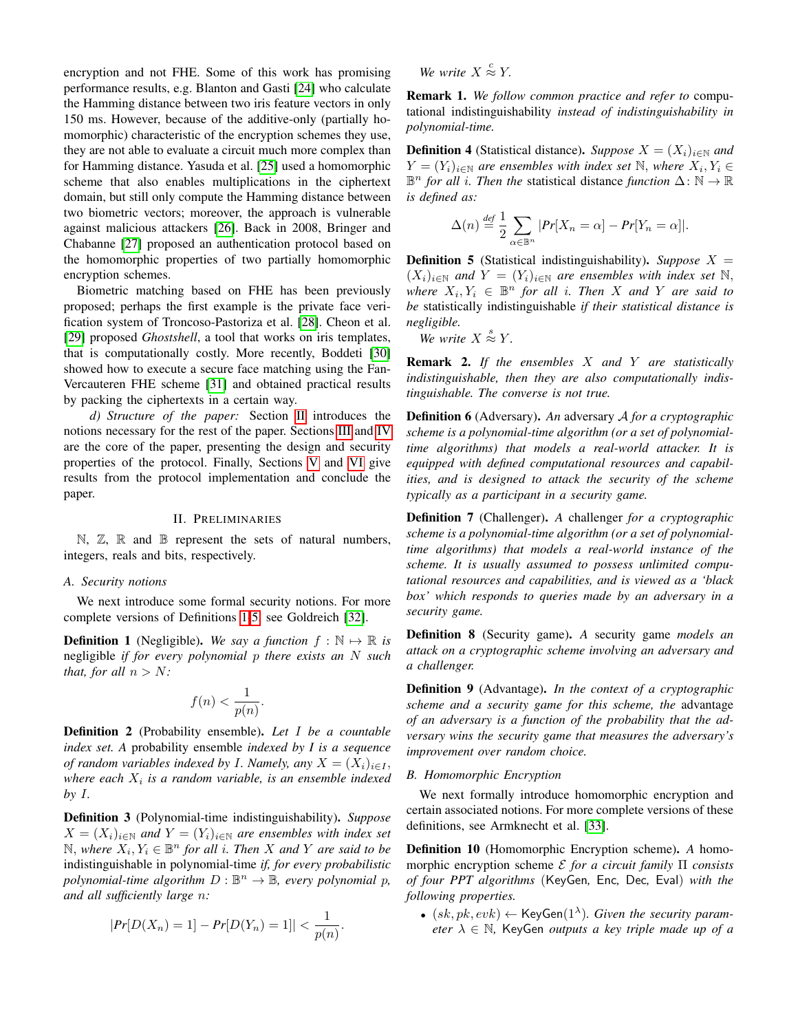encryption and not FHE. Some of this work has promising performance results, e.g. Blanton and Gasti [24] who calculate the Hamming distance between two iris feature vectors in only 150 ms. However, because of the additive-only (partially homomorphic) characteristic of the encryption schemes they use, they are not able to evaluate a circuit much more complex than for Hamming distance. Yasuda et al. [25] used a homomorphic scheme that also enables multiplications in the ciphertext domain, but still only compute the Hamming distance between two biometric vectors; moreover, the approach is vulnerable against malicious attackers [26]. Back in 2008, Bringer and Chabanne [27] proposed an authentication protocol based on the homomorphic properties of two partially homomorphic encryption schemes.

Biometric matching based on FHE has been previously proposed; perhaps the first example is the private face verification system of Troncoso-Pastoriza et al. [28]. Cheon et al. [29] proposed *Ghostshell*, a tool that works on iris templates, that is computationally costly. More recently, Boddeti [30] showed how to execute a secure face matching using the Fan-Vercauteren FHE scheme [31] and obtained practical results by packing the ciphertexts in a certain way.

*d) Structure of the paper:* Section II introduces the notions necessary for the rest of the paper. Sections III and IV are the core of the paper, presenting the design and security properties of the protocol. Finally, Sections V and VI give results from the protocol implementation and conclude the paper.

## II. Preliminaries

$\mathbb{N}$, $\mathbb{Z}$, $\mathbb{R}$ and $\mathbb{B}$ represent the sets of natural numbers, integers, reals and bits, respectively.

### A. Security notions

We next introduce some formal security notions. For more complete versions of Definitions 1-5, see Goldreich [32].

**Definition 1** (Negligible). *We say a function $f : \mathbb{N} \mapsto \mathbb{R}$ is* negligible *if for every polynomial $p$ there exists an $N$ such that, for all $n > N$:*

$$f(n) < \frac{1}{p(n)}.$$

**Definition 2** (Probability ensemble). *Let $I$ be a countable index set. A* probability ensemble *indexed by I is a sequence of random variables indexed by $I$. Namely, any $X = (X_i)_{i \in I}$, where each $X_i$ is a random variable, is an ensemble indexed by $I$.*

**Definition 3** (Polynomial-time indistinguishability). *Suppose $X = (X_i)_{i\in\mathbb{N}}$ and $Y = (Y_i)_{i\in\mathbb{N}}$ are ensembles with index set $\mathbb{N}$, where $X_i, Y_i \in \mathbb{B}^n$ for all $i$. Then $X$ and $Y$ are said to be* indistinguishable in polynomial-time *if, for every probabilistic polynomial-time algorithm $D : \mathbb{B}^n \to \mathbb{B}$, every polynomial $p$, and all sufficiently large $n$:*

$$|Pr[D(X_n) = 1] - Pr[D(Y_n) = 1]| < \frac{1}{p(n)}.$$

*We write $X \overset{c}{\approx} Y$.*

**Remark 1.** *We follow common practice and refer to* computational indistinguishability *instead of indistinguishability in polynomial-time.*

**Definition 4** (Statistical distance). *Suppose $X = (X_i)_{i\in\mathbb{N}}$ and $Y = (Y_i)_{i\in\mathbb{N}}$ are ensembles with index set $\mathbb{N}$, where $X_i, Y_i \in \mathbb{B}^n$ for all $i$. Then the* statistical distance *function $\Delta \colon \mathbb{N} \to \mathbb{R}$ is defined as:*

$$\Delta(n) \overset{def}{=} \frac{1}{2} \sum_{\alpha \in \mathbb{B}^n} |Pr[X_n = \alpha] - Pr[Y_n = \alpha]|.$$

**Definition 5** (Statistical indistinguishability). *Suppose $X = (X_i)_{i\in\mathbb{N}}$ and $Y = (Y_i)_{i\in\mathbb{N}}$ are ensembles with index set $\mathbb{N}$, where $X_i, Y_i \in \mathbb{B}^n$ for all $i$. Then $X$ and $Y$ are said to be* statistically indistinguishable *if their statistical distance is negligible.*

*We write $X \overset{s}{\approx} Y$.*

**Remark 2.** *If the ensembles $X$ and $Y$ are statistically indistinguishable, then they are also computationally indistinguishable. The converse is not true.*

**Definition 6** (Adversary). *An* adversary *$\mathcal{A}$ for a cryptographic scheme is a polynomial-time algorithm (or a set of polynomial-time algorithms) that models a real-world attacker. It is equipped with defined computational resources and capabilities, and is designed to attack the security of the scheme typically as a participant in a security game.*

**Definition 7** (Challenger). *A* challenger *for a cryptographic scheme is a polynomial-time algorithm (or a set of polynomial-time algorithms) that models a real-world instance of the scheme. It is usually assumed to possess unlimited computational resources and capabilities, and is viewed as a 'black box' which responds to queries made by an adversary in a security game.*

**Definition 8** (Security game). *A* security game *models an attack on a cryptographic scheme involving an adversary and a challenger.*

**Definition 9** (Advantage). *In the context of a cryptographic scheme and a security game for this scheme, the* advantage *of an adversary is a function of the probability that the adversary wins the security game that measures the adversary's improvement over random choice.*

### B. Homomorphic Encryption

We next formally introduce homomorphic encryption and certain associated notions. For more complete versions of these definitions, see Armknecht et al. [33].

**Definition 10** (Homomorphic Encryption scheme). *A* homomorphic encryption scheme *$\mathcal{E}$ for a circuit family $\Pi$ consists of four PPT algorithms* (KeyGen, Enc, Dec, Eval) *with the following properties.*

- $(sk, pk, evk) \leftarrow \mathsf{KeyGen}(1^\lambda)$. *Given the security parameter $\lambda \in \mathbb{N}$,* KeyGen *outputs a key triple made up of a*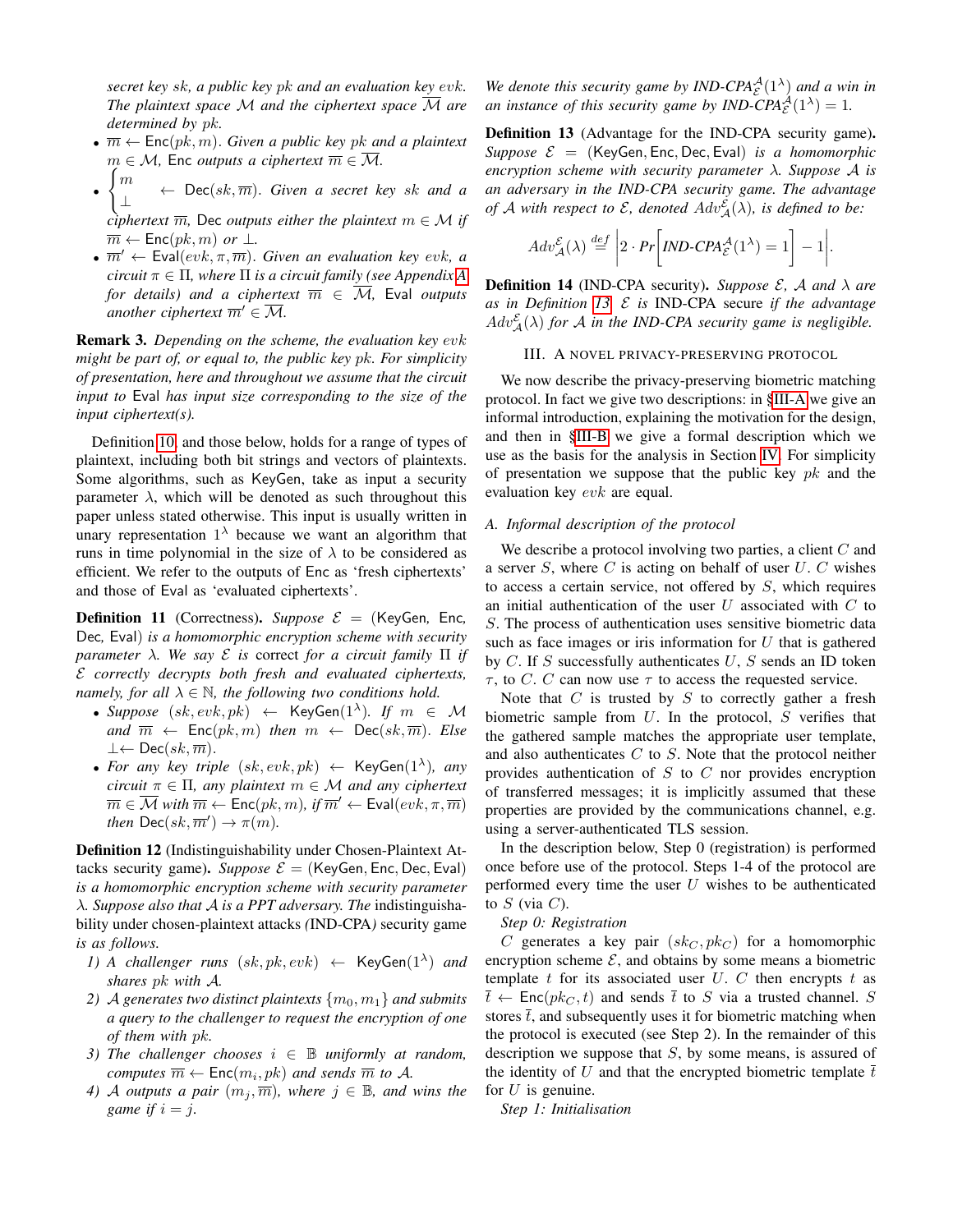*secret key $sk$, a public key $pk$ and an evaluation key $evk$. The plaintext space $\mathcal{M}$ and the ciphertext space $\overline{\mathcal{M}}$ are determined by $pk$.*

- $\overline{m} \leftarrow \mathsf{Enc}(pk, m)$. *Given a public key $pk$ and a plaintext $m \in \mathcal{M}$, Enc outputs a ciphertext $\overline{m} \in \overline{\mathcal{M}}$.*
- $\begin{cases} m \\ \perp \end{cases} \leftarrow \mathsf{Dec}(sk, \overline{m})$. *Given a secret key $sk$ and a ciphertext $\overline{m}$, Dec outputs either the plaintext $m \in \mathcal{M}$ if $\overline{m} \leftarrow \mathsf{Enc}(pk, m)$ or $\perp$.*
- $\overline{m}' \leftarrow \mathsf{Eval}(evk, \pi, \overline{m})$. *Given an evaluation key $evk$, a circuit $\pi \in \Pi$, where $\Pi$ is a circuit family (see Appendix A for details) and a ciphertext $\overline{m} \in \overline{\mathcal{M}}$, Eval outputs another ciphertext $\overline{m}' \in \overline{\mathcal{M}}$.*

**Remark 3.** *Depending on the scheme, the evaluation key $evk$ might be part of, or equal to, the public key $pk$. For simplicity of presentation, here and throughout we assume that the circuit input to Eval has input size corresponding to the size of the input ciphertext(s).*

Definition 10, and those below, holds for a range of types of plaintext, including both bit strings and vectors of plaintexts. Some algorithms, such as KeyGen, take as input a security parameter $\lambda$, which will be denoted as such throughout this paper unless stated otherwise. This input is usually written in unary representation $1^\lambda$ because we want an algorithm that runs in time polynomial in the size of $\lambda$ to be considered as efficient. We refer to the outputs of Enc as 'fresh ciphertexts' and those of Eval as 'evaluated ciphertexts'.

**Definition 11** (Correctness). *Suppose $\mathcal{E}$ = (KeyGen, Enc, Dec, Eval) is a homomorphic encryption scheme with security parameter $\lambda$. We say $\mathcal{E}$ is* correct *for a circuit family $\Pi$ if $\mathcal{E}$ correctly decrypts both fresh and evaluated ciphertexts, namely, for all $\lambda \in \mathbb{N}$, the following two conditions hold.*

- *Suppose $(sk, evk, pk) \leftarrow \mathsf{KeyGen}(1^\lambda)$. If $m \in \mathcal{M}$ and $\overline{m} \leftarrow \mathsf{Enc}(pk, m)$ then $m \leftarrow \mathsf{Dec}(sk, \overline{m})$. Else $\perp \leftarrow \mathsf{Dec}(sk, \overline{m})$.*
- *For any key triple $(sk, evk, pk) \leftarrow \mathsf{KeyGen}(1^\lambda)$, any circuit $\pi \in \Pi$, any plaintext $m \in \mathcal{M}$ and any ciphertext $\overline{m} \in \overline{\mathcal{M}}$ with $\overline{m} \leftarrow \mathsf{Enc}(pk, m)$, if $\overline{m}' \leftarrow \mathsf{Eval}(evk, \pi, \overline{m})$ then $\mathsf{Dec}(sk, \overline{m}') \rightarrow \pi(m)$.*

**Definition 12** (Indistinguishability under Chosen-Plaintext Attacks security game). *Suppose $\mathcal{E}$ = (KeyGen, Enc, Dec, Eval) is a homomorphic encryption scheme with security parameter $\lambda$. Suppose also that $\mathcal{A}$ is a PPT adversary. The* indistinguishability under chosen-plaintext attacks *(*IND-CPA*) security game is as follows.*

1) *A challenger runs $(sk, pk, evk) \leftarrow \mathsf{KeyGen}(1^\lambda)$ and shares $pk$ with $\mathcal{A}$.*
2) *$\mathcal{A}$ generates two distinct plaintexts $\{m_0, m_1\}$ and submits a query to the challenger to request the encryption of one of them with $pk$.*
3) *The challenger chooses $i \in \mathbb{B}$ uniformly at random, computes $\overline{m} \leftarrow \mathsf{Enc}(m_i, pk)$ and sends $\overline{m}$ to $\mathcal{A}$.*
4) *$\mathcal{A}$ outputs a pair $(m_j, \overline{m})$, where $j \in \mathbb{B}$, and wins the game if $i = j$.*

*We denote this security game by IND-CPA$^{\mathcal{A}}_{\mathcal{E}}(1^\lambda)$ and a win in an instance of this security game by IND-CPA$^{\mathcal{A}}_{\mathcal{E}}(1^\lambda) = 1$.*

**Definition 13** (Advantage for the IND-CPA security game). *Suppose $\mathcal{E}$ = (KeyGen, Enc, Dec, Eval) is a homomorphic encryption scheme with security parameter $\lambda$. Suppose $\mathcal{A}$ is an adversary in the IND-CPA security game. The advantage of $\mathcal{A}$ with respect to $\mathcal{E}$, denoted $Adv^{\mathcal{E}}_{\mathcal{A}}(\lambda)$, is defined to be:*

$$Adv^{\mathcal{E}}_{\mathcal{A}}(\lambda) \stackrel{def}{=} \left| 2 \cdot Pr\Big[ \textit{IND-CPA}^{\mathcal{A}}_{\mathcal{E}}(1^\lambda) = 1 \Big] - 1 \right|.$$

**Definition 14** (IND-CPA security). *Suppose $\mathcal{E}$, $\mathcal{A}$ and $\lambda$ are as in Definition 13. $\mathcal{E}$ is* IND-CPA secure *if the advantage $Adv^{\mathcal{E}}_{\mathcal{A}}(\lambda)$ for $\mathcal{A}$ in the IND-CPA security game is negligible.*

## III. A novel privacy-preserving protocol

We now describe the privacy-preserving biometric matching protocol. In fact we give two descriptions: in §III-A we give an informal introduction, explaining the motivation for the design, and then in §III-B we give a formal description which we use as the basis for the analysis in Section IV. For simplicity of presentation we suppose that the public key $pk$ and the evaluation key $evk$ are equal.

### A. Informal description of the protocol

We describe a protocol involving two parties, a client $C$ and a server $S$, where $C$ is acting on behalf of user $U$. $C$ wishes to access a certain service, not offered by $S$, which requires an initial authentication of the user $U$ associated with $C$ to $S$. The process of authentication uses sensitive biometric data such as face images or iris information for $U$ that is gathered by $C$. If $S$ successfully authenticates $U$, $S$ sends an ID token $\tau$, to $C$. $C$ can now use $\tau$ to access the requested service.

Note that $C$ is trusted by $S$ to correctly gather a fresh biometric sample from $U$. In the protocol, $S$ verifies that the gathered sample matches the appropriate user template, and also authenticates $C$ to $S$. Note that the protocol neither provides authentication of $S$ to $C$ nor provides encryption of transferred messages; it is implicitly assumed that these properties are provided by the communications channel, e.g. using a server-authenticated TLS session.

In the description below, Step 0 (registration) is performed once before use of the protocol. Steps 1-4 of the protocol are performed every time the user $U$ wishes to be authenticated to $S$ (via $C$).

*Step 0: Registration*

$C$ generates a key pair $(sk_C, pk_C)$ for a homomorphic encryption scheme $\mathcal{E}$, and obtains by some means a biometric template $t$ for its associated user $U$. $C$ then encrypts $t$ as $\overline{t} \leftarrow \mathsf{Enc}(pk_C, t)$ and sends $\overline{t}$ to $S$ via a trusted channel. $S$ stores $\overline{t}$, and subsequently uses it for biometric matching when the protocol is executed (see Step 2). In the remainder of this description we suppose that $S$, by some means, is assured of the identity of $U$ and that the encrypted biometric template $\overline{t}$ for $U$ is genuine.

*Step 1: Initialisation*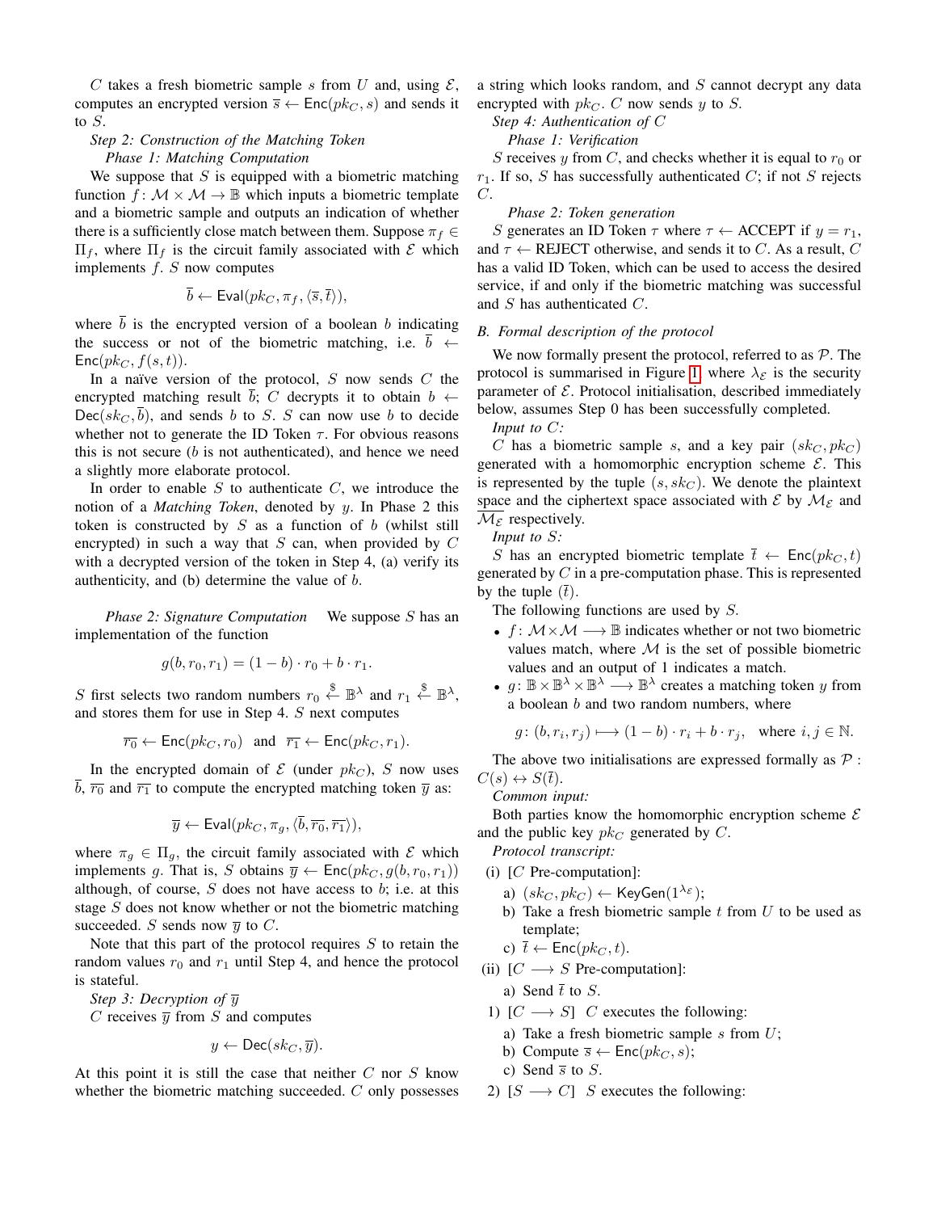$C$ takes a fresh biometric sample $s$ from $U$ and, using $\mathcal{E}$, computes an encrypted version $\overline{s} \leftarrow \mathsf{Enc}(pk_C, s)$ and sends it to $S$.

*Step 2: Construction of the Matching Token*

*Phase 1: Matching Computation*

We suppose that $S$ is equipped with a biometric matching function $f\colon \mathcal{M} \times \mathcal{M} \rightarrow \mathbb{B}$ which inputs a biometric template and a biometric sample and outputs an indication of whether there is a sufficiently close match between them. Suppose $\pi_f \in \Pi_f$, where $\Pi_f$ is the circuit family associated with $\mathcal{E}$ which implements $f$. $S$ now computes

$$\overline{b} \leftarrow \mathsf{Eval}(pk_C, \pi_f, \langle \overline{s}, \overline{t} \rangle),$$

where $\overline{b}$ is the encrypted version of a boolean $b$ indicating the success or not of the biometric matching, i.e. $\overline{b} \leftarrow \mathsf{Enc}(pk_C, f(s,t))$.

In a naïve version of the protocol, $S$ now sends $C$ the encrypted matching result $\overline{b}$; $C$ decrypts it to obtain $b \leftarrow \mathsf{Dec}(sk_C, \overline{b})$, and sends $b$ to $S$. $S$ can now use $b$ to decide whether not to generate the ID Token $\tau$. For obvious reasons this is not secure ($b$ is not authenticated), and hence we need a slightly more elaborate protocol.

In order to enable $S$ to authenticate $C$, we introduce the notion of a *Matching Token*, denoted by $y$. In Phase 2 this token is constructed by $S$ as a function of $b$ (whilst still encrypted) in such a way that $S$ can, when provided by $C$ with a decrypted version of the token in Step 4, (a) verify its authenticity, and (b) determine the value of $b$.

*Phase 2: Signature Computation* We suppose $S$ has an implementation of the function

$$g(b, r_0, r_1) = (1-b) \cdot r_0 + b \cdot r_1.$$

$S$ first selects two random numbers $r_0 \xleftarrow{\$} \mathbb{B}^\lambda$ and $r_1 \xleftarrow{\$} \mathbb{B}^\lambda$, and stores them for use in Step 4. $S$ next computes

$$\overline{r_0} \leftarrow \mathsf{Enc}(pk_C, r_0) \text{ and } \overline{r_1} \leftarrow \mathsf{Enc}(pk_C, r_1).$$

In the encrypted domain of $\mathcal{E}$ (under $pk_C$), $S$ now uses $\overline{b}$, $\overline{r_0}$ and $\overline{r_1}$ to compute the encrypted matching token $\overline{y}$ as:

$$\overline{y} \leftarrow \mathsf{Eval}(pk_C, \pi_g, \langle \overline{b}, \overline{r_0}, \overline{r_1} \rangle),$$

where $\pi_g \in \Pi_g$, the circuit family associated with $\mathcal{E}$ which implements $g$. That is, $S$ obtains $\overline{y} \leftarrow \mathsf{Enc}(pk_C, g(b, r_0, r_1))$ although, of course, $S$ does not have access to $b$; i.e. at this stage $S$ does not know whether or not the biometric matching succeeded. $S$ sends now $\overline{y}$ to $C$.

Note that this part of the protocol requires $S$ to retain the random values $r_0$ and $r_1$ until Step 4, and hence the protocol is stateful.

*Step 3: Decryption of $\overline{y}$*

$C$ receives $\overline{y}$ from $S$ and computes

$$y \leftarrow \mathsf{Dec}(sk_C, \overline{y}).$$

At this point it is still the case that neither $C$ nor $S$ know whether the biometric matching succeeded. $C$ only possesses a string which looks random, and $S$ cannot decrypt any data encrypted with $pk_C$. $C$ now sends $y$ to $S$.

*Step 4: Authentication of $C$*

*Phase 1: Verification*

$S$ receives $y$ from $C$, and checks whether it is equal to $r_0$ or $r_1$. If so, $S$ has successfully authenticated $C$; if not $S$ rejects $C$.

*Phase 2: Token generation*

$S$ generates an ID Token $\tau$ where $\tau \leftarrow$ ACCEPT if $y = r_1$, and $\tau \leftarrow$ REJECT otherwise, and sends it to $C$. As a result, $C$ has a valid ID Token, which can be used to access the desired service, if and only if the biometric matching was successful and $S$ has authenticated $C$.

### B. Formal description of the protocol

We now formally present the protocol, referred to as $\mathcal{P}$. The protocol is summarised in Figure 1, where $\lambda_\mathcal{E}$ is the security parameter of $\mathcal{E}$. Protocol initialisation, described immediately below, assumes Step 0 has been successfully completed.

*Input to C:*

$C$ has a biometric sample $s$, and a key pair $(sk_C, pk_C)$ generated with a homomorphic encryption scheme $\mathcal{E}$. This is represented by the tuple $(s, sk_C)$. We denote the plaintext space and the ciphertext space associated with $\mathcal{E}$ by $\mathcal{M}_\mathcal{E}$ and $\overline{\mathcal{M}_\mathcal{E}}$ respectively.

*Input to S:*

$S$ has an encrypted biometric template $\overline{t} \leftarrow \mathsf{Enc}(pk_C, t)$ generated by $C$ in a pre-computation phase. This is represented by the tuple $(\overline{t})$.

The following functions are used by $S$.

- $f\colon \mathcal{M} \times \mathcal{M} \longrightarrow \mathbb{B}$ indicates whether or not two biometric values match, where $\mathcal{M}$ is the set of possible biometric values and an output of 1 indicates a match.
- $g\colon \mathbb{B} \times \mathbb{B}^\lambda \times \mathbb{B}^\lambda \longrightarrow \mathbb{B}^\lambda$ creates a matching token $y$ from a boolean $b$ and two random numbers, where

$$g\colon (b, r_i, r_j) \longmapsto (1-b) \cdot r_i + b \cdot r_j, \quad \text{where } i, j \in \mathbb{N}.$$

The above two initialisations are expressed formally as $\mathcal{P} : C(s) \leftrightarrow S(\overline{t})$.

*Common input:*

Both parties know the homomorphic encryption scheme $\mathcal{E}$ and the public key $pk_C$ generated by $C$.

*Protocol transcript:*

(i) [$C$ Pre-computation]:
   a) $(sk_C, pk_C) \leftarrow \mathsf{KeyGen}(1^{\lambda_\mathcal{E}})$;
   b) Take a fresh biometric sample $t$ from $U$ to be used as template;
   c) $\overline{t} \leftarrow \mathsf{Enc}(pk_C, t)$.

(ii) [$C \longrightarrow S$ Pre-computation]:
   a) Send $\overline{t}$ to $S$.

1) [$C \longrightarrow S$] $C$ executes the following:
   a) Take a fresh biometric sample $s$ from $U$;
   b) Compute $\overline{s} \leftarrow \mathsf{Enc}(pk_C, s)$;
   c) Send $\overline{s}$ to $S$.

2) [$S \longrightarrow C$] $S$ executes the following: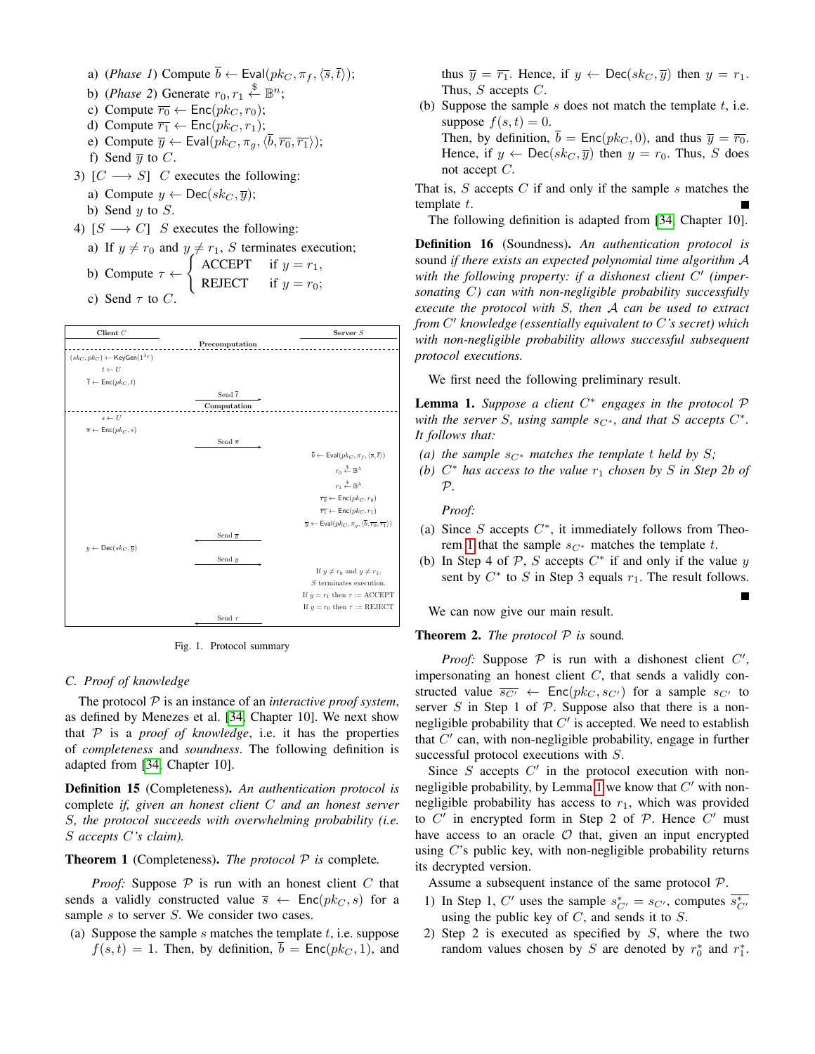a) (*Phase 1*) Compute $\overline{b} \leftarrow \mathsf{Eval}(pk_C, \pi_f, \langle \overline{s}, \overline{t} \rangle)$;

b) (*Phase 2*) Generate $r_0, r_1 \xleftarrow{\$} \mathbb{B}^n$;

c) Compute $\overline{r_0} \leftarrow \mathsf{Enc}(pk_C, r_0)$;

d) Compute $\overline{r_1} \leftarrow \mathsf{Enc}(pk_C, r_1)$;

e) Compute $\overline{y} \leftarrow \mathsf{Eval}(pk_C, \pi_g, \langle \overline{b}, \overline{r_0}, \overline{r_1} \rangle)$;

f) Send $\overline{y}$ to $C$.

3) $[C \longrightarrow S]$ $C$ executes the following:

a) Compute $y \leftarrow \mathsf{Dec}(sk_C, \overline{y})$;

b) Send $y$ to $S$.

4) $[S \longrightarrow C]$ $S$ executes the following:

a) If $y \neq r_0$ and $y \neq r_1$, $S$ terminates execution;

b) Compute $\tau \leftarrow \begin{cases} \text{ACCEPT} & \text{if } y = r_1, \\ \text{REJECT} & \text{if } y = r_0; \end{cases}$

c) Send $\tau$ to $C$.

| Client $C$ | | Server $S$ |
|---|---|---|
| | **Precomputation** | |
| $(sk_C, pk_C) \leftarrow \mathsf{KeyGen}(1^{\lambda_C})$ | | |
| $t \leftarrow U$ | | |
| $\overline{t} \leftarrow \mathsf{Enc}(pk_C, t)$ | | |
| | Send $\overline{t}$ → | |
| | **Computation** | |
| $s \leftarrow U$ | | |
| $\overline{s} \leftarrow \mathsf{Enc}(pk_C, s)$ | | |
| | Send $\overline{s}$ → | |
| | | $\overline{b} \leftarrow \mathsf{Eval}(pk_C, \pi_f, \langle \overline{s}, \overline{t} \rangle)$ |
| | | $r_0 \xleftarrow{\$} \mathbb{B}^\lambda$ |
| | | $r_1 \xleftarrow{\$} \mathbb{B}^\lambda$ |
| | | $\overline{r_0} \leftarrow \mathsf{Enc}(pk_C, r_0)$ |
| | | $\overline{r_1} \leftarrow \mathsf{Enc}(pk_C, r_1)$ |
| | | $\overline{y} \leftarrow \mathsf{Eval}(pk_C, \pi_g, \langle \overline{b}, \overline{r_0}, \overline{r_1} \rangle)$ |
| | ← Send $\overline{y}$ | |
| $y \leftarrow \mathsf{Dec}(sk_C, \overline{y})$ | | |
| | Send $y$ → | |
| | | If $y \neq r_0$ and $y \neq r_1$, $S$ terminates execution. |
| | | If $y = r_1$ then $\tau :=$ ACCEPT |
| | | If $y = r_0$ then $\tau :=$ REJECT |
| | ← Send $\tau$ | |

Fig. 1. Protocol summary

### C. Proof of knowledge

The protocol $\mathcal{P}$ is an instance of an *interactive proof system*, as defined by Menezes et al. [34, Chapter 10]. We next show that $\mathcal{P}$ is a *proof of knowledge*, i.e. it has the properties of *completeness* and *soundness*. The following definition is adapted from [34, Chapter 10].

**Definition 15** (Completeness). *An authentication protocol is complete if, given an honest client $C$ and an honest server $S$, the protocol succeeds with overwhelming probability (i.e. $S$ accepts $C$'s claim).*

**Theorem 1** (Completeness). *The protocol $\mathcal{P}$ is* complete*.*

*Proof:* Suppose $\mathcal{P}$ is run with an honest client $C$ that sends a validly constructed value $\overline{s} \leftarrow \mathsf{Enc}(pk_C, s)$ for a sample $s$ to server $S$. We consider two cases.

(a) Suppose the sample $s$ matches the template $t$, i.e. suppose $f(s, t) = 1$. Then, by definition, $\overline{b} = \mathsf{Enc}(pk_C, 1)$, and thus $\overline{y} = \overline{r_1}$. Hence, if $y \leftarrow \mathsf{Dec}(sk_C, \overline{y})$ then $y = r_1$. Thus, $S$ accepts $C$.

(b) Suppose the sample $s$ does not match the template $t$, i.e. suppose $f(s, t) = 0$.
Then, by definition, $\overline{b} = \mathsf{Enc}(pk_C, 0)$, and thus $\overline{y} = \overline{r_0}$. Hence, if $y \leftarrow \mathsf{Dec}(sk_C, \overline{y})$ then $y = r_0$. Thus, $S$ does not accept $C$.

That is, $S$ accepts $C$ if and only if the sample $s$ matches the template $t$. ■

The following definition is adapted from [34, Chapter 10].

**Definition 16** (Soundness). *An authentication protocol is sound if there exists an expected polynomial time algorithm $\mathcal{A}$ with the following property: if a dishonest client $C'$ (impersonating $C$) can with non-negligible probability successfully execute the protocol with $S$, then $\mathcal{A}$ can be used to extract from $C'$ knowledge (essentially equivalent to $C$'s secret) which with non-negligible probability allows successful subsequent protocol executions.*

We first need the following preliminary result.

**Lemma 1.** *Suppose a client $C^*$ engages in the protocol $\mathcal{P}$ with the server $S$, using sample $s_{C^*}$, and that $S$ accepts $C^*$. It follows that:*

*(a) the sample $s_{C^*}$ matches the template $t$ held by $S$;*

*(b) $C^*$ has access to the value $r_1$ chosen by $S$ in Step 2b of $\mathcal{P}$.*

*Proof:*

(a) Since $S$ accepts $C^*$, it immediately follows from Theorem 1 that the sample $s_{C^*}$ matches the template $t$.

(b) In Step 4 of $\mathcal{P}$, $S$ accepts $C^*$ if and only if the value $y$ sent by $C^*$ to $S$ in Step 3 equals $r_1$. The result follows. ■

We can now give our main result.

**Theorem 2.** *The protocol $\mathcal{P}$ is* sound*.*

*Proof:* Suppose $\mathcal{P}$ is run with a dishonest client $C'$, impersonating an honest client $C$, that sends a validly constructed value $\overline{s_{C'}} \leftarrow \mathsf{Enc}(pk_C, s_{C'})$ for a sample $s_{C'}$ to server $S$ in Step 1 of $\mathcal{P}$. Suppose also that there is a non-negligible probability that $C'$ is accepted. We need to establish that $C'$ can, with non-negligible probability, engage in further successful protocol executions with $S$.

Since $S$ accepts $C'$ in the protocol execution with non-negligible probability, by Lemma 1 we know that $C'$ with non-negligible probability has access to $r_1$, which was provided to $C'$ in encrypted form in Step 2 of $\mathcal{P}$. Hence $C'$ must have access to an oracle $\mathcal{O}$ that, given an input encrypted using $C$'s public key, with non-negligible probability returns its decrypted version.

Assume a subsequent instance of the same protocol $\mathcal{P}$.

1) In Step 1, $C'$ uses the sample $s^*_{C'} = s_{C'}$, computes $\overline{s^*_{C'}}$ using the public key of $C$, and sends it to $S$.

2) Step 2 is executed as specified by $S$, where the two random values chosen by $S$ are denoted by $r^*_0$ and $r^*_1$.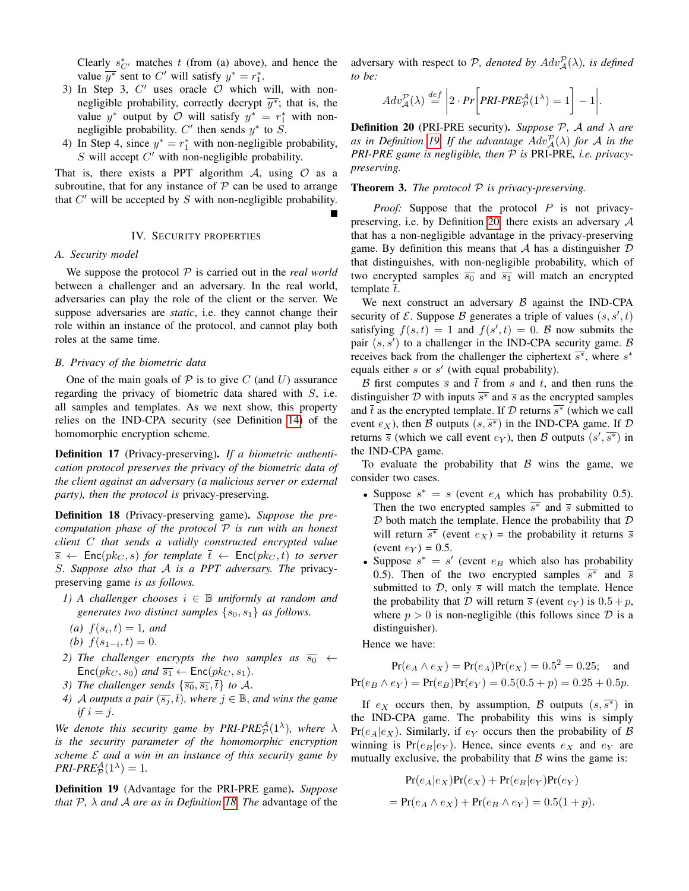Clearly $s^*_{C'}$ matches $t$ (from (a) above), and hence the value $\overline{y^*}$ sent to $C'$ will satisfy $y^* = r_1^*$.

3) In Step 3, $C'$ uses oracle $\mathcal{O}$ which will, with non-negligible probability, correctly decrypt $\overline{y^*}$; that is, the value $y^*$ output by $\mathcal{O}$ will satisfy $y^* = r_1^*$ with non-negligible probability. $C'$ then sends $y^*$ to $S$.
4) In Step 4, since $y^* = r_1^*$ with non-negligible probability, $S$ will accept $C'$ with non-negligible probability.

That is, there exists a PPT algorithm $\mathcal{A}$, using $\mathcal{O}$ as a subroutine, that for any instance of $\mathcal{P}$ can be used to arrange that $C'$ will be accepted by $S$ with non-negligible probability. ∎

## IV. Security properties

### A. Security model

We suppose the protocol $\mathcal{P}$ is carried out in the *real world* between a challenger and an adversary. In the real world, adversaries can play the role of the client or the server. We suppose adversaries are *static*, i.e. they cannot change their role within an instance of the protocol, and cannot play both roles at the same time.

### B. Privacy of the biometric data

One of the main goals of $\mathcal{P}$ is to give $C$ (and $U$) assurance regarding the privacy of biometric data shared with $S$, i.e. all samples and templates. As we next show, this property relies on the IND-CPA security (see Definition 14) of the homomorphic encryption scheme.

**Definition 17** (Privacy-preserving)**.** *If a biometric authentication protocol preserves the privacy of the biometric data of the client against an adversary (a malicious server or external party), then the protocol is* privacy-preserving*.*

**Definition 18** (Privacy-preserving game)**.** *Suppose the pre-computation phase of the protocol $\mathcal{P}$ is run with an honest client $C$ that sends a validly constructed encrypted value $\overline{s} \leftarrow \mathsf{Enc}(pk_C, s)$ for template $\overline{t} \leftarrow \mathsf{Enc}(pk_C, t)$ to server $S$. Suppose also that $\mathcal{A}$ is a PPT adversary. The privacy-preserving game is as follows.*

*1) A challenger chooses $i \in \mathbb{B}$ uniformly at random and generates two distinct samples $\{s_0, s_1\}$ as follows.*
  *(a) $f(s_i, t) = 1$, and*
  *(b) $f(s_{1-i}, t) = 0$.*
*2) The challenger encrypts the two samples as $\overline{s_0} \leftarrow \mathsf{Enc}(pk_C, s_0)$ and $\overline{s_1} \leftarrow \mathsf{Enc}(pk_C, s_1)$.*
*3) The challenger sends $\{\overline{s_0}, \overline{s_1}, \overline{t}\}$ to $\mathcal{A}$.*
*4) $\mathcal{A}$ outputs a pair $(\overline{s_j}, \overline{t})$, where $j \in \mathbb{B}$, and wins the game if $i = j$.*

*We denote this security game by PRI-PRE$^{\mathcal{A}}_{\mathcal{P}}(1^\lambda)$, where $\lambda$ is the security parameter of the homomorphic encryption scheme $\mathcal{E}$ and a win in an instance of this security game by PRI-PRE$^{\mathcal{A}}_{\mathcal{P}}(1^\lambda) = 1$.*

**Definition 19** (Advantage for the PRI-PRE game)**.** *Suppose that $\mathcal{P}$, $\lambda$ and $\mathcal{A}$ are as in Definition 18. The* advantage *of the adversary with respect to $\mathcal{P}$, denoted by $Adv^{\mathcal{P}}_{\mathcal{A}}(\lambda)$, is defined to be:*

$$Adv^{\mathcal{P}}_{\mathcal{A}}(\lambda) \overset{def}{=} \left| 2 \cdot Pr\left[\text{PRI-PRE}^{\mathcal{A}}_{\mathcal{P}}(1^\lambda) = 1\right] - 1 \right|.$$

**Definition 20** (PRI-PRE security)**.** *Suppose $\mathcal{P}$, $\mathcal{A}$ and $\lambda$ are as in Definition 19. If the advantage $Adv^{\mathcal{P}}_{\mathcal{A}}(\lambda)$ for $\mathcal{A}$ in the PRI-PRE game is negligible, then $\mathcal{P}$ is* PRI-PRE*, i.e. privacy-preserving.*

**Theorem 3.** *The protocol $\mathcal{P}$ is privacy-preserving.*

*Proof:* Suppose that the protocol $P$ is not privacy-preserving, i.e. by Definition 20, there exists an adversary $\mathcal{A}$ that has a non-negligible advantage in the privacy-preserving game. By definition this means that $\mathcal{A}$ has a distinguisher $\mathcal{D}$ that distinguishes, with non-negligible probability, which of two encrypted samples $\overline{s_0}$ and $\overline{s_1}$ will match an encrypted template $\overline{t}$.

We next construct an adversary $\mathcal{B}$ against the IND-CPA security of $\mathcal{E}$. Suppose $\mathcal{B}$ generates a triple of values $(s, s', t)$ satisfying $f(s, t) = 1$ and $f(s', t) = 0$. $\mathcal{B}$ now submits the pair $(s, s')$ to a challenger in the IND-CPA security game. $\mathcal{B}$ receives back from the challenger the ciphertext $\overline{s^*}$, where $s^*$ equals either $s$ or $s'$ (with equal probability).

$\mathcal{B}$ first computes $\overline{s}$ and $\overline{t}$ from $s$ and $t$, and then runs the distinguisher $\mathcal{D}$ with inputs $\overline{s^*}$ and $\overline{s}$ as the encrypted samples and $\overline{t}$ as the encrypted template. If $\mathcal{D}$ returns $\overline{s^*}$ (which we call event $e_X$), then $\mathcal{B}$ outputs $(s, \overline{s^*})$ in the IND-CPA game. If $\mathcal{D}$ returns $\overline{s}$ (which we call event $e_Y$), then $\mathcal{B}$ outputs $(s', \overline{s^*})$ in the IND-CPA game.

To evaluate the probability that $\mathcal{B}$ wins the game, we consider two cases.

- Suppose $s^* = s$ (event $e_A$ which has probability 0.5). Then the two encrypted samples $\overline{s^*}$ and $\overline{s}$ submitted to $\mathcal{D}$ both match the template. Hence the probability that $\mathcal{D}$ will return $\overline{s^*}$ (event $e_X$) = the probability it returns $\overline{s}$ (event $e_Y$) = 0.5.
- Suppose $s^* = s'$ (event $e_B$ which also has probability 0.5). Then of the two encrypted samples $\overline{s^*}$ and $\overline{s}$ submitted to $\mathcal{D}$, only $\overline{s}$ will match the template. Hence the probability that $\mathcal{D}$ will return $\overline{s}$ (event $e_Y$) is $0.5 + p$, where $p > 0$ is non-negligible (this follows since $\mathcal{D}$ is a distinguisher).

Hence we have:

$$\Pr(e_A \wedge e_X) = \Pr(e_A)\Pr(e_X) = 0.5^2 = 0.25; \quad \text{and}$$
$$\Pr(e_B \wedge e_Y) = \Pr(e_B)\Pr(e_Y) = 0.5(0.5 + p) = 0.25 + 0.5p.$$

If $e_X$ occurs then, by assumption, $\mathcal{B}$ outputs $(s, \overline{s^*})$ in the IND-CPA game. The probability this wins is simply $\Pr(e_A|e_X)$. Similarly, if $e_Y$ occurs then the probability of $\mathcal{B}$ winning is $\Pr(e_B|e_Y)$. Hence, since events $e_X$ and $e_Y$ are mutually exclusive, the probability that $\mathcal{B}$ wins the game is:

$$\Pr(e_A|e_X)\Pr(e_X) + \Pr(e_B|e_Y)\Pr(e_Y)$$
$$= \Pr(e_A \wedge e_X) + \Pr(e_B \wedge e_Y) = 0.5(1 + p).$$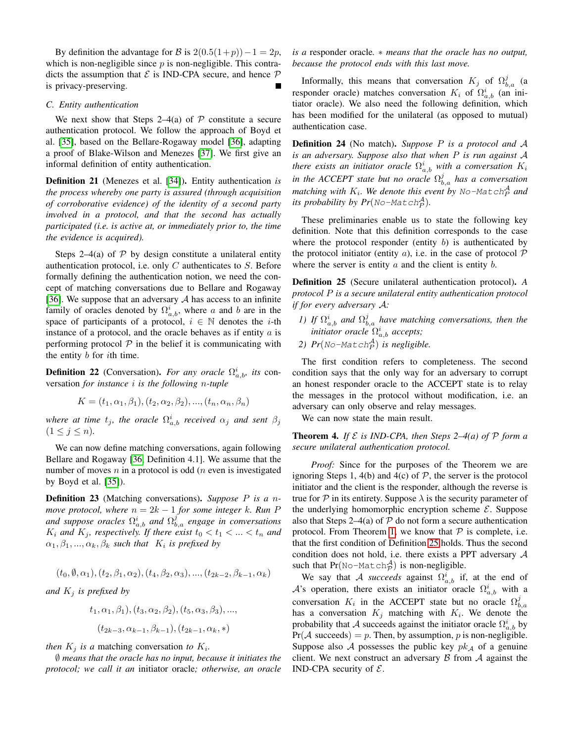By definition the advantage for $\mathcal{B}$ is $2(0.5(1+p))-1 = 2p$, which is non-negligible since $p$ is non-negligible. This contradicts the assumption that $\mathcal{E}$ is IND-CPA secure, and hence $\mathcal{P}$ is privacy-preserving. ∎

### C. Entity authentication

We next show that Steps 2–4(a) of $\mathcal{P}$ constitute a secure authentication protocol. We follow the approach of Boyd et al. [35], based on the Bellare-Rogaway model [36], adapting a proof of Blake-Wilson and Menezes [37]. We first give an informal definition of entity authentication.

**Definition 21** (Menezes et al. [34]). *Entity authentication is the process whereby one party is assured (through acquisition of corroborative evidence) of the identity of a second party involved in a protocol, and that the second has actually participated (i.e. is active at, or immediately prior to, the time the evidence is acquired).*

Steps 2–4(a) of $\mathcal{P}$ by design constitute a unilateral entity authentication protocol, i.e. only $C$ authenticates to $S$. Before formally defining the authentication notion, we need the concept of matching conversations due to Bellare and Rogaway [36]. We suppose that an adversary $\mathcal{A}$ has access to an infinite family of oracles denoted by $\Omega^i_{a,b}$, where $a$ and $b$ are in the space of participants of a protocol, $i \in \mathbb{N}$ denotes the $i$-th instance of a protocol, and the oracle behaves as if entity $a$ is performing protocol $\mathcal{P}$ in the belief it is communicating with the entity $b$ for $i$th time.

**Definition 22** (Conversation). *For any oracle $\Omega^i_{a,b}$, its* conversation *for instance $i$ is the following $n$-tuple*

$$K = (t_1, \alpha_1, \beta_1), (t_2, \alpha_2, \beta_2), ..., (t_n, \alpha_n, \beta_n)$$

*where at time $t_j$, the oracle $\Omega^i_{a,b}$ received $\alpha_j$ and sent $\beta_j$ $(1 \leq j \leq n)$.*

We can now define matching conversations, again following Bellare and Rogaway [36, Definition 4.1]. We assume that the number of moves $n$ in a protocol is odd ($n$ even is investigated by Boyd et al. [35]).

**Definition 23** (Matching conversations). *Suppose $P$ is a $n$-move protocol, where $n = 2k-1$ for some integer $k$. Run $P$ and suppose oracles $\Omega^i_{a,b}$ and $\Omega^j_{b,a}$ engage in conversations $K_i$ and $K_j$, respectively. If there exist $t_0 < t_1 < ... < t_n$ and $\alpha_1, \beta_1, ..., \alpha_k, \beta_k$ such that $K_i$ is prefixed by*

$$(t_0, \emptyset, \alpha_1), (t_2, \beta_1, \alpha_2), (t_4, \beta_2, \alpha_3), ..., (t_{2k-2}, \beta_{k-1}, \alpha_k)$$

*and $K_j$ is prefixed by*

$$t_1, \alpha_1, \beta_1), (t_3, \alpha_2, \beta_2), (t_5, \alpha_3, \beta_3), ...,$$

$$(t_{2k-3}, \alpha_{k-1}, \beta_{k-1}), (t_{2k-1}, \alpha_k, *)$$

*then $K_j$ is a* matching conversation *to $K_i$.*

*$\emptyset$ means that the oracle has no input, because it initiates the protocol; we call it an* initiator oracle*; otherwise, an oracle is a* responder oracle*. $*$ means that the oracle has no output, because the protocol ends with this last move.*

Informally, this means that conversation $K_j$ of $\Omega^j_{b,a}$ (a responder oracle) matches conversation $K_i$ of $\Omega^i_{a,b}$ (an initiator oracle). We also need the following definition, which has been modified for the unilateral (as opposed to mutual) authentication case.

**Definition 24** (No match). *Suppose $P$ is a protocol and $\mathcal{A}$ is an adversary. Suppose also that when $P$ is run against $\mathcal{A}$ there exists an initiator oracle $\Omega^i_{a,b}$ with a conversation $K_i$ in the ACCEPT state but no oracle $\Omega^j_{b,a}$ has a conversation matching with $K_i$. We denote this event by $\texttt{No-Match}^{\mathcal{A}}_P$ and its probability by $Pr(\texttt{No-Match}^{\mathcal{A}}_P)$.*

These preliminaries enable us to state the following key definition. Note that this definition corresponds to the case where the protocol responder (entity $b$) is authenticated by the protocol initiator (entity $a$), i.e. in the case of protocol $\mathcal{P}$ where the server is entity $a$ and the client is entity $b$.

**Definition 25** (Secure unilateral authentication protocol). *A protocol $P$ is a secure unilateral entity authentication protocol if for every adversary $\mathcal{A}$:*

1) *If $\Omega^i_{a,b}$ and $\Omega^j_{b,a}$ have matching conversations, then the initiator oracle $\Omega^i_{a,b}$ accepts;*
2) *$Pr(\texttt{No-Match}^{\mathcal{A}}_P)$ is negligible.*

The first condition refers to completeness. The second condition says that the only way for an adversary to corrupt an honest responder oracle to the ACCEPT state is to relay the messages in the protocol without modification, i.e. an adversary can only observe and relay messages.

We can now state the main result.

**Theorem 4.** *If $\mathcal{E}$ is IND-CPA, then Steps 2–4(a) of $\mathcal{P}$ form a secure unilateral authentication protocol.*

*Proof:* Since for the purposes of the Theorem we are ignoring Steps 1, 4(b) and 4(c) of $\mathcal{P}$, the server is the protocol initiator and the client is the responder, although the reverse is true for $\mathcal{P}$ in its entirety. Suppose $\lambda$ is the security parameter of the underlying homomorphic encryption scheme $\mathcal{E}$. Suppose also that Steps 2–4(a) of $\mathcal{P}$ do not form a secure authentication protocol. From Theorem 1, we know that $\mathcal{P}$ is complete, i.e. that the first condition of Definition 25 holds. Thus the second condition does not hold, i.e. there exists a PPT adversary $\mathcal{A}$ such that $\Pr(\texttt{No-Match}^{\mathcal{A}}_{\mathcal{P}})$ is non-negligible.

We say that $\mathcal{A}$ *succeeds* against $\Omega^i_{a,b}$ if, at the end of $\mathcal{A}$'s operation, there exists an initiator oracle $\Omega^i_{a,b}$ with a conversation $K_i$ in the ACCEPT state but no oracle $\Omega^j_{b,a}$ has a conversation $K_j$ matching with $K_i$. We denote the probability that $\mathcal{A}$ succeeds against the initiator oracle $\Omega^i_{a,b}$ by $\Pr(\mathcal{A} \text{ succeeds}) = p$. Then, by assumption, $p$ is non-negligible. Suppose also $\mathcal{A}$ possesses the public key $pk_{\mathcal{A}}$ of a genuine client. We next construct an adversary $\mathcal{B}$ from $\mathcal{A}$ against the IND-CPA security of $\mathcal{E}$.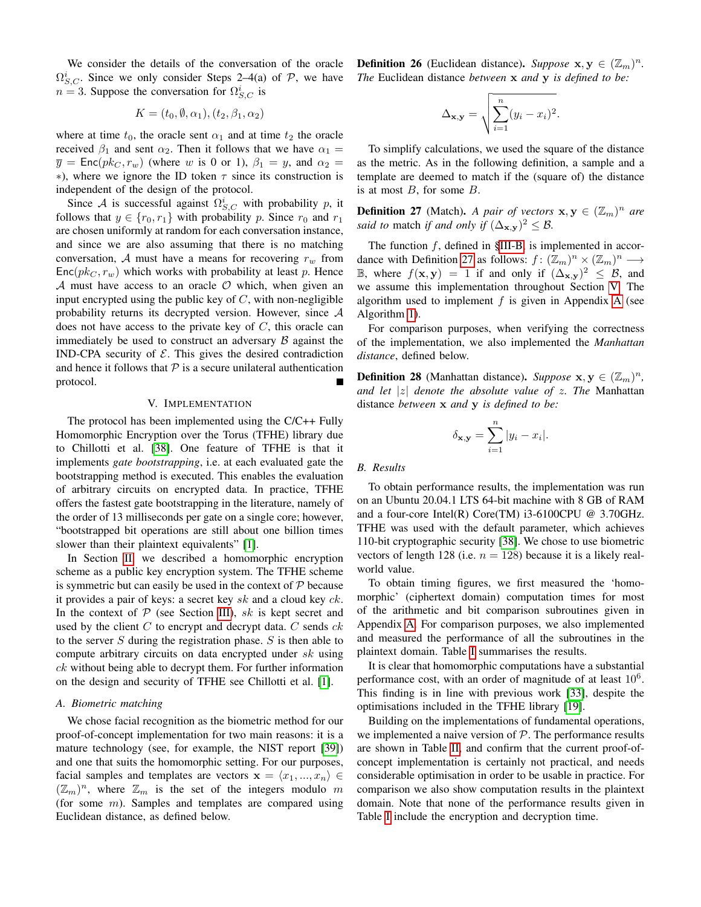We consider the details of the conversation of the oracle $\Omega^i_{S,C}$. Since we only consider Steps 2–4(a) of $\mathcal{P}$, we have $n = 3$. Suppose the conversation for $\Omega^i_{S,C}$ is

$$K = (t_0, \emptyset, \alpha_1), (t_2, \beta_1, \alpha_2)$$

where at time $t_0$, the oracle sent $\alpha_1$ and at time $t_2$ the oracle received $\beta_1$ and sent $\alpha_2$. Then it follows that we have $\alpha_1 = \overline{y} = \mathsf{Enc}(pk_C, r_w)$ (where $w$ is 0 or 1), $\beta_1 = y$, and $\alpha_2 = *$), where we ignore the ID token $\tau$ since its construction is independent of the design of the protocol.

Since $\mathcal{A}$ is successful against $\Omega^i_{S,C}$ with probability $p$, it follows that $y \in \{r_0, r_1\}$ with probability $p$. Since $r_0$ and $r_1$ are chosen uniformly at random for each conversation instance, and since we are also assuming that there is no matching conversation, $\mathcal{A}$ must have a means for recovering $r_w$ from $\mathsf{Enc}(pk_C, r_w)$ which works with probability at least $p$. Hence $\mathcal{A}$ must have access to an oracle $\mathcal{O}$ which, when given an input encrypted using the public key of $C$, with non-negligible probability returns its decrypted version. However, since $\mathcal{A}$ does not have access to the private key of $C$, this oracle can immediately be used to construct an adversary $\mathcal{B}$ against the IND-CPA security of $\mathcal{E}$. This gives the desired contradiction and hence it follows that $\mathcal{P}$ is a secure unilateral authentication protocol. ■

## V. Implementation

The protocol has been implemented using the C/C++ Fully Homomorphic Encryption over the Torus (TFHE) library due to Chillotti et al. [38]. One feature of TFHE is that it implements *gate bootstrapping*, i.e. at each evaluated gate the bootstrapping method is executed. This enables the evaluation of arbitrary circuits on encrypted data. In practice, TFHE offers the fastest gate bootstrapping in the literature, namely of the order of 13 milliseconds per gate on a single core; however, “bootstrapped bit operations are still about one billion times slower than their plaintext equivalents” [1].

In Section II, we described a homomorphic encryption scheme as a public key encryption system. The TFHE scheme is symmetric but can easily be used in the context of $\mathcal{P}$ because it provides a pair of keys: a secret key $sk$ and a cloud key $ck$. In the context of $\mathcal{P}$ (see Section III), $sk$ is kept secret and used by the client $C$ to encrypt and decrypt data. $C$ sends $ck$ to the server $S$ during the registration phase. $S$ is then able to compute arbitrary circuits on data encrypted under $sk$ using $ck$ without being able to decrypt them. For further information on the design and security of TFHE see Chillotti et al. [1].

### A. Biometric matching

We chose facial recognition as the biometric method for our proof-of-concept implementation for two main reasons: it is a mature technology (see, for example, the NIST report [39]) and one that suits the homomorphic setting. For our purposes, facial samples and templates are vectors $\mathbf{x} = \langle x_1, ..., x_n \rangle \in (\mathbb{Z}_m)^n$, where $\mathbb{Z}_m$ is the set of the integers modulo $m$ (for some $m$). Samples and templates are compared using Euclidean distance, as defined below.

**Definition 26** (Euclidean distance). *Suppose $\mathbf{x}, \mathbf{y} \in (\mathbb{Z}_m)^n$. The* Euclidean distance *between $\mathbf{x}$ and $\mathbf{y}$ is defined to be:*

$$\Delta_{\mathbf{x},\mathbf{y}} = \sqrt{\sum_{i=1}^{n} (y_i - x_i)^2}.$$

To simplify calculations, we used the square of the distance as the metric. As in the following definition, a sample and a template are deemed to match if the (square of) the distance is at most $B$, for some $B$.

**Definition 27** (Match). *A pair of vectors $\mathbf{x}, \mathbf{y} \in (\mathbb{Z}_m)^n$ are said to* match *if and only if $(\Delta_{\mathbf{x},\mathbf{y}})^2 \leq \mathcal{B}$.*

The function $f$, defined in §III-B, is implemented in accordance with Definition 27 as follows: $f\colon (\mathbb{Z}_m)^n \times (\mathbb{Z}_m)^n \longrightarrow \mathbb{B}$, where $f(\mathbf{x}, \mathbf{y}) = 1$ if and only if $(\Delta_{\mathbf{x},\mathbf{y}})^2 \leq \mathcal{B}$, and we assume this implementation throughout Section V. The algorithm used to implement $f$ is given in Appendix A (see Algorithm 1).

For comparison purposes, when verifying the correctness of the implementation, we also implemented the *Manhattan distance*, defined below.

**Definition 28** (Manhattan distance). *Suppose $\mathbf{x}, \mathbf{y} \in (\mathbb{Z}_m)^n$, and let $|z|$ denote the absolute value of $z$. The* Manhattan distance *between $\mathbf{x}$ and $\mathbf{y}$ is defined to be:*

$$\delta_{\mathbf{x},\mathbf{y}} = \sum_{i=1}^{n} |y_i - x_i|.$$

### B. Results

To obtain performance results, the implementation was run on an Ubuntu 20.04.1 LTS 64-bit machine with 8 GB of RAM and a four-core Intel(R) Core(TM) i3-6100CPU @ 3.70GHz. TFHE was used with the default parameter, which achieves 110-bit cryptographic security [38]. We chose to use biometric vectors of length 128 (i.e. $n = 128$) because it is a likely real-world value.

To obtain timing figures, we first measured the ‘homomorphic’ (ciphertext domain) computation times for most of the arithmetic and bit comparison subroutines given in Appendix A. For comparison purposes, we also implemented and measured the performance of all the subroutines in the plaintext domain. Table I summarises the results.

It is clear that homomorphic computations have a substantial performance cost, with an order of magnitude of at least $10^6$. This finding is in line with previous work [33], despite the optimisations included in the TFHE library [19].

Building on the implementations of fundamental operations, we implemented a naive version of $\mathcal{P}$. The performance results are shown in Table II, and confirm that the current proof-of-concept implementation is certainly not practical, and needs considerable optimisation in order to be usable in practice. For comparison we also show computation results in the plaintext domain. Note that none of the performance results given in Table I include the encryption and decryption time.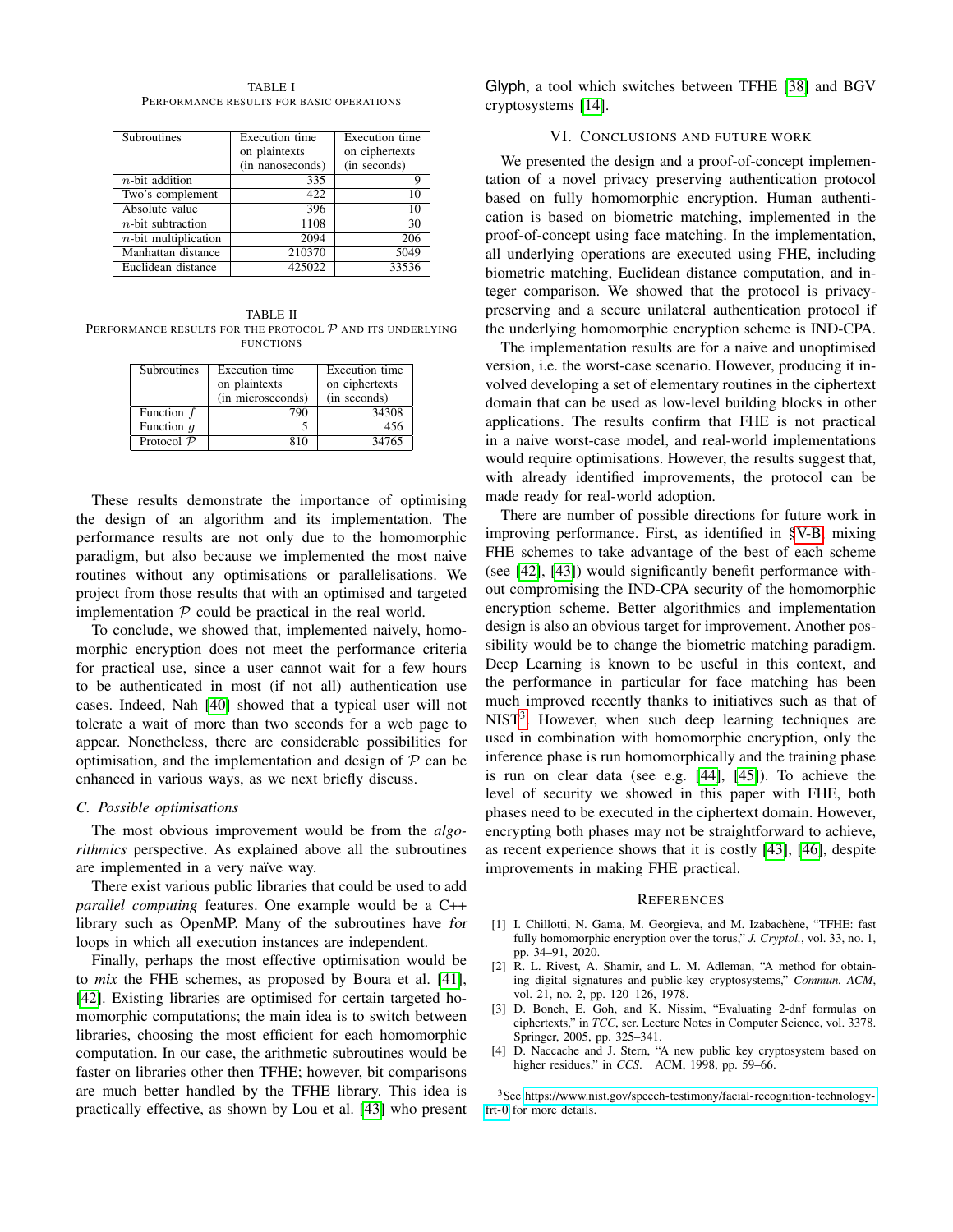TABLE I
PERFORMANCE RESULTS FOR BASIC OPERATIONS

| Subroutines | Execution time on plaintexts (in nanoseconds) | Execution time on ciphertexts (in seconds) |
|---|---|---|
| $n$-bit addition | 335 | 9 |
| Two's complement | 422 | 10 |
| Absolute value | 396 | 10 |
| $n$-bit subtraction | 1108 | 30 |
| $n$-bit multiplication | 2094 | 206 |
| Manhattan distance | 210370 | 5049 |
| Euclidean distance | 425022 | 33536 |

TABLE II
PERFORMANCE RESULTS FOR THE PROTOCOL $\mathcal{P}$ AND ITS UNDERLYING FUNCTIONS

| Subroutines | Execution time on plaintexts (in microseconds) | Execution time on ciphertexts (in seconds) |
|---|---|---|
| Function $f$ | 790 | 34308 |
| Function $g$ | 5 | 456 |
| Protocol $\mathcal{P}$ | 810 | 34765 |

These results demonstrate the importance of optimising the design of an algorithm and its implementation. The performance results are not only due to the homomorphic paradigm, but also because we implemented the most naive routines without any optimisations or parallelisations. We project from those results that with an optimised and targeted implementation $\mathcal{P}$ could be practical in the real world.

To conclude, we showed that, implemented naively, homomorphic encryption does not meet the performance criteria for practical use, since a user cannot wait for a few hours to be authenticated in most (if not all) authentication use cases. Indeed, Nah [40] showed that a typical user will not tolerate a wait of more than two seconds for a web page to appear. Nonetheless, there are considerable possibilities for optimisation, and the implementation and design of $\mathcal{P}$ can be enhanced in various ways, as we next briefly discuss.

### C. Possible optimisations

The most obvious improvement would be from the *algorithmics* perspective. As explained above all the subroutines are implemented in a very naïve way.

There exist various public libraries that could be used to add *parallel computing* features. One example would be a C++ library such as OpenMP. Many of the subroutines have *for* loops in which all execution instances are independent.

Finally, perhaps the most effective optimisation would be to *mix* the FHE schemes, as proposed by Boura et al. [41], [42]. Existing libraries are optimised for certain targeted homomorphic computations; the main idea is to switch between libraries, choosing the most efficient for each homomorphic computation. In our case, the arithmetic subroutines would be faster on libraries other then TFHE; however, bit comparisons are much better handled by the TFHE library. This idea is practically effective, as shown by Lou et al. [43] who present Glyph, a tool which switches between TFHE [38] and BGV cryptosystems [14].

## VI. CONCLUSIONS AND FUTURE WORK

We presented the design and a proof-of-concept implementation of a novel privacy preserving authentication protocol based on fully homomorphic encryption. Human authentication is based on biometric matching, implemented in the proof-of-concept using face matching. In the implementation, all underlying operations are executed using FHE, including biometric matching, Euclidean distance computation, and integer comparison. We showed that the protocol is privacy-preserving and a secure unilateral authentication protocol if the underlying homomorphic encryption scheme is IND-CPA.

The implementation results are for a naive and unoptimised version, i.e. the worst-case scenario. However, producing it involved developing a set of elementary routines in the ciphertext domain that can be used as low-level building blocks in other applications. The results confirm that FHE is not practical in a naive worst-case model, and real-world implementations would require optimisations. However, the results suggest that, with already identified improvements, the protocol can be made ready for real-world adoption.

There are number of possible directions for future work in improving performance. First, as identified in §V-B, mixing FHE schemes to take advantage of the best of each scheme (see [42], [43]) would significantly benefit performance without compromising the IND-CPA security of the homomorphic encryption scheme. Better algorithmics and implementation design is also an obvious target for improvement. Another possibility would be to change the biometric matching paradigm. Deep Learning is known to be useful in this context, and the performance in particular for face matching has been much improved recently thanks to initiatives such as that of NIST[3]. However, when such deep learning techniques are used in combination with homomorphic encryption, only the inference phase is run homomorphically and the training phase is run on clear data (see e.g. [44], [45]). To achieve the level of security we showed in this paper with FHE, both phases need to be executed in the ciphertext domain. However, encrypting both phases may not be straightforward to achieve, as recent experience shows that it is costly [43], [46], despite improvements in making FHE practical.

## REFERENCES

[1] I. Chillotti, N. Gama, M. Georgieva, and M. Izabachène, "TFHE: fast fully homomorphic encryption over the torus," *J. Cryptol.*, vol. 33, no. 1, pp. 34–91, 2020.

[2] R. L. Rivest, A. Shamir, and L. M. Adleman, "A method for obtaining digital signatures and public-key cryptosystems," *Commun. ACM*, vol. 21, no. 2, pp. 120–126, 1978.

[3] D. Boneh, E. Goh, and K. Nissim, "Evaluating 2-dnf formulas on ciphertexts," in *TCC*, ser. Lecture Notes in Computer Science, vol. 3378. Springer, 2005, pp. 325–341.

[4] D. Naccache and J. Stern, "A new public key cryptosystem based on higher residues," in *CCS*. ACM, 1998, pp. 59–66.

[3] See https://www.nist.gov/speech-testimony/facial-recognition-technology-frt-0 for more details.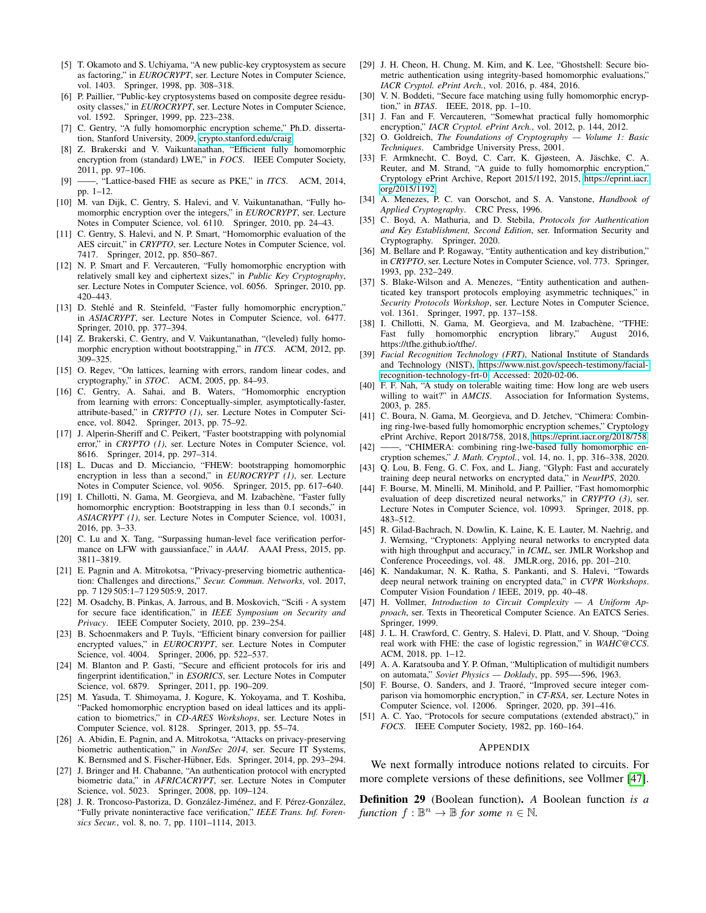[5] T. Okamoto and S. Uchiyama, "A new public-key cryptosystem as secure as factoring," in *EUROCRYPT*, ser. Lecture Notes in Computer Science, vol. 1403. Springer, 1998, pp. 308–318.

[6] P. Paillier, "Public-key cryptosystems based on composite degree residuosity classes," in *EUROCRYPT*, ser. Lecture Notes in Computer Science, vol. 1592. Springer, 1999, pp. 223–238.

[7] C. Gentry, "A fully homomorphic encryption scheme," Ph.D. dissertation, Stanford University, 2009, crypto.stanford.edu/craig.

[8] Z. Brakerski and V. Vaikuntanathan, "Efficient fully homomorphic encryption from (standard) LWE," in *FOCS*. IEEE Computer Society, 2011, pp. 97–106.

[9] ——, "Lattice-based FHE as secure as PKE," in *ITCS*. ACM, 2014, pp. 1–12.

[10] M. van Dijk, C. Gentry, S. Halevi, and V. Vaikuntanathan, "Fully homomorphic encryption over the integers," in *EUROCRYPT*, ser. Lecture Notes in Computer Science, vol. 6110. Springer, 2010, pp. 24–43.

[11] C. Gentry, S. Halevi, and N. P. Smart, "Homomorphic evaluation of the AES circuit," in *CRYPTO*, ser. Lecture Notes in Computer Science, vol. 7417. Springer, 2012, pp. 850–867.

[12] N. P. Smart and F. Vercauteren, "Fully homomorphic encryption with relatively small key and ciphertext sizes," in *Public Key Cryptography*, ser. Lecture Notes in Computer Science, vol. 6056. Springer, 2010, pp. 420–443.

[13] D. Stehlé and R. Steinfeld, "Faster fully homomorphic encryption," in *ASIACRYPT*, ser. Lecture Notes in Computer Science, vol. 6477. Springer, 2010, pp. 377–394.

[14] Z. Brakerski, C. Gentry, and V. Vaikuntanathan, "(leveled) fully homomorphic encryption without bootstrapping," in *ITCS*. ACM, 2012, pp. 309–325.

[15] O. Regev, "On lattices, learning with errors, random linear codes, and cryptography," in *STOC*. ACM, 2005, pp. 84–93.

[16] C. Gentry, A. Sahai, and B. Waters, "Homomorphic encryption from learning with errors: Conceptually-simpler, asymptotically-faster, attribute-based," in *CRYPTO (1)*, ser. Lecture Notes in Computer Science, vol. 8042. Springer, 2013, pp. 75–92.

[17] J. Alperin-Sheriff and C. Peikert, "Faster bootstrapping with polynomial error," in *CRYPTO (1)*, ser. Lecture Notes in Computer Science, vol. 8616. Springer, 2014, pp. 297–314.

[18] L. Ducas and D. Micciancio, "FHEW: bootstrapping homomorphic encryption in less than a second," in *EUROCRYPT (1)*, ser. Lecture Notes in Computer Science, vol. 9056. Springer, 2015, pp. 617–640.

[19] I. Chillotti, N. Gama, M. Georgieva, and M. Izabachène, "Faster fully homomorphic encryption: Bootstrapping in less than 0.1 seconds," in *ASIACRYPT (1)*, ser. Lecture Notes in Computer Science, vol. 10031, 2016, pp. 3–33.

[20] C. Lu and X. Tang, "Surpassing human-level face verification performance on LFW with gaussianface," in *AAAI*. AAAI Press, 2015, pp. 3811–3819.

[21] E. Pagnin and A. Mitrokotsa, "Privacy-preserving biometric authentication: Challenges and directions," *Secur. Commun. Networks*, vol. 2017, pp. 7 129 505:1–7 129 505:9, 2017.

[22] M. Osadchy, B. Pinkas, A. Jarrous, and B. Moskovich, "Scifi - A system for secure face identification," in *IEEE Symposium on Security and Privacy*. IEEE Computer Society, 2010, pp. 239–254.

[23] B. Schoenmakers and P. Tuyls, "Efficient binary conversion for paillier encrypted values," in *EUROCRYPT*, ser. Lecture Notes in Computer Science, vol. 4004. Springer, 2006, pp. 522–537.

[24] M. Blanton and P. Gasti, "Secure and efficient protocols for iris and fingerprint identification," in *ESORICS*, ser. Lecture Notes in Computer Science, vol. 6879. Springer, 2011, pp. 190–209.

[25] M. Yasuda, T. Shimoyama, J. Kogure, K. Yokoyama, and T. Koshiba, "Packed homomorphic encryption based on ideal lattices and its application to biometrics," in *CD-ARES Workshops*, ser. Lecture Notes in Computer Science, vol. 8128. Springer, 2013, pp. 55–74.

[26] A. Abidin, E. Pagnin, and A. Mitrokotsa, "Attacks on privacy-preserving biometric authentication," in *NordSec 2014*, ser. Secure IT Systems, K. Bernsmed and S. Fischer-Hübner, Eds. Springer, 2014, pp. 293–294.

[27] J. Bringer and H. Chabanne, "An authentication protocol with encrypted biometric data," in *AFRICACRYPT*, ser. Lecture Notes in Computer Science, vol. 5023. Springer, 2008, pp. 109–124.

[28] J. R. Troncoso-Pastoriza, D. González-Jiménez, and F. Pérez-González, "Fully private noninteractive face verification," *IEEE Trans. Inf. Forensics Secur.*, vol. 8, no. 7, pp. 1101–1114, 2013.

[29] J. H. Cheon, H. Chung, M. Kim, and K. Lee, "Ghostshell: Secure biometric authentication using integrity-based homomorphic evaluations," *IACR Cryptol. ePrint Arch.*, vol. 2016, p. 484, 2016.

[30] V. N. Boddeti, "Secure face matching using fully homomorphic encryption," in *BTAS*. IEEE, 2018, pp. 1–10.

[31] J. Fan and F. Vercauteren, "Somewhat practical fully homomorphic encryption," *IACR Cryptol. ePrint Arch.*, vol. 2012, p. 144, 2012.

[32] O. Goldreich, *The Foundations of Cryptography — Volume 1: Basic Techniques*. Cambridge University Press, 2001.

[33] F. Armknecht, C. Boyd, C. Carr, K. Gjøsteen, A. Jäschke, C. A. Reuter, and M. Strand, "A guide to fully homomorphic encryption," Cryptology ePrint Archive, Report 2015/1192, 2015, https://eprint.iacr.org/2015/1192.

[34] A. Menezes, P. C. van Oorschot, and S. A. Vanstone, *Handbook of Applied Cryptography*. CRC Press, 1996.

[35] C. Boyd, A. Mathuria, and D. Stebila, *Protocols for Authentication and Key Establishment, Second Edition*, ser. Information Security and Cryptography. Springer, 2020.

[36] M. Bellare and P. Rogaway, "Entity authentication and key distribution," in *CRYPTO*, ser. Lecture Notes in Computer Science, vol. 773. Springer, 1993, pp. 232–249.

[37] S. Blake-Wilson and A. Menezes, "Entity authentication and authenticated key transport protocols employing asymmetric techniques," in *Security Protocols Workshop*, ser. Lecture Notes in Computer Science, vol. 1361. Springer, 1997, pp. 137–158.

[38] I. Chillotti, N. Gama, M. Georgieva, and M. Izabachène, "TFHE: Fast fully homomorphic encryption library," August 2016, https://tfhe.github.io/tfhe/.

[39] *Facial Recognition Technology (FRT)*, National Institute of Standards and Technology (NIST), https://www.nist.gov/speech-testimony/facial-recognition-technology-frt-0, Accessed: 2020-02-06.

[40] F. F. Nah, "A study on tolerable waiting time: How long are web users willing to wait?" in *AMCIS*. Association for Information Systems, 2003, p. 285.

[41] C. Boura, N. Gama, M. Georgieva, and D. Jetchev, "Chimera: Combining ring-lwe-based fully homomorphic encryption schemes," Cryptology ePrint Archive, Report 2018/758, 2018, https://eprint.iacr.org/2018/758.

[42] ——, "CHIMERA: combining ring-lwe-based fully homomorphic encryption schemes," *J. Math. Cryptol.*, vol. 14, no. 1, pp. 316–338, 2020.

[43] Q. Lou, B. Feng, G. C. Fox, and L. Jiang, "Glyph: Fast and accurately training deep neural networks on encrypted data," in *NeurIPS*, 2020.

[44] F. Bourse, M. Minelli, M. Minihold, and P. Paillier, "Fast homomorphic evaluation of deep discretized neural networks," in *CRYPTO (3)*, ser. Lecture Notes in Computer Science, vol. 10993. Springer, 2018, pp. 483–512.

[45] R. Gilad-Bachrach, N. Dowlin, K. Laine, K. E. Lauter, M. Naehrig, and J. Wernsing, "Cryptonets: Applying neural networks to encrypted data with high throughput and accuracy," in *ICML*, ser. JMLR Workshop and Conference Proceedings, vol. 48. JMLR.org, 2016, pp. 201–210.

[46] K. Nandakumar, N. K. Ratha, S. Pankanti, and S. Halevi, "Towards deep neural network training on encrypted data," in *CVPR Workshops*. Computer Vision Foundation / IEEE, 2019, pp. 40–48.

[47] H. Vollmer, *Introduction to Circuit Complexity — A Uniform Approach*, ser. Texts in Theoretical Computer Science. An EATCS Series. Springer, 1999.

[48] J. L. H. Crawford, C. Gentry, S. Halevi, D. Platt, and V. Shoup, "Doing real work with FHE: the case of logistic regression," in *WAHC@CCS*. ACM, 2018, pp. 1–12.

[49] A. A. Karatsouba and Y. P. Ofman, "Multiplication of multidigit numbers on automata," *Soviet Physics — Doklady*, pp. 595—596, 1963.

[50] F. Bourse, O. Sanders, and J. Traoré, "Improved secure integer comparison via homomorphic encryption," in *CT-RSA*, ser. Lecture Notes in Computer Science, vol. 12006. Springer, 2020, pp. 391–416.

[51] A. C. Yao, "Protocols for secure computations (extended abstract)," in *FOCS*. IEEE Computer Society, 1982, pp. 160–164.

## APPENDIX

We next formally introduce notions related to circuits. For more complete versions of these definitions, see Vollmer [47].

**Definition 29** (Boolean function). *A* Boolean function *is a function* $f : \mathbb{B}^n \to \mathbb{B}$ *for some* $n \in \mathbb{N}$.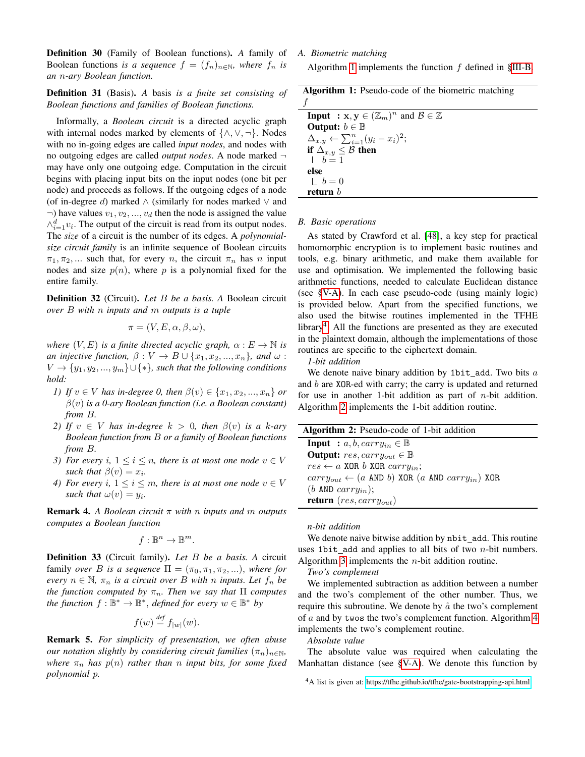**Definition 30** (Family of Boolean functions)**.** *A family of Boolean functions is a sequence $f = (f_n)_{n \in \mathbb{N}}$, where $f_n$ is an $n$-ary Boolean function.*

**Definition 31** (Basis)**.** *A basis is a finite set consisting of Boolean functions and families of Boolean functions.*

Informally, a *Boolean circuit* is a directed acyclic graph with internal nodes marked by elements of $\{\wedge, \vee, \neg\}$. Nodes with no in-going edges are called *input nodes*, and nodes with no outgoing edges are called *output nodes*. A node marked $\neg$ may have only one outgoing edge. Computation in the circuit begins with placing input bits on the input nodes (one bit per node) and proceeds as follows. If the outgoing edges of a node (of in-degree $d$) marked $\wedge$ (similarly for nodes marked $\vee$ and $\neg$) have values $v_1, v_2, ..., v_d$ then the node is assigned the value $\wedge_{i=1}^{d} v_i$. The output of the circuit is read from its output nodes. The *size* of a circuit is the number of its edges. A *polynomial-size circuit family* is an infinite sequence of Boolean circuits $\pi_1, \pi_2, ...$ such that, for every $n$, the circuit $\pi_n$ has $n$ input nodes and size $p(n)$, where $p$ is a polynomial fixed for the entire family.

**Definition 32** (Circuit)**.** *Let $B$ be a basis. A Boolean circuit over $B$ with $n$ inputs and $m$ outputs is a tuple*

$$\pi = (V, E, \alpha, \beta, \omega),$$

*where $(V, E)$ is a finite directed acyclic graph, $\alpha : E \to \mathbb{N}$ is an injective function, $\beta : V \to B \cup \{x_1, x_2, ..., x_n\}$, and $\omega : V \to \{y_1, y_2, ..., y_m\} \cup \{*\}$, such that the following conditions hold:*

1) *If $v \in V$ has in-degree 0, then $\beta(v) \in \{x_1, x_2, ..., x_n\}$ or $\beta(v)$ is a 0-ary Boolean function (i.e. a Boolean constant) from $B$.*
2) *If $v \in V$ has in-degree $k > 0$, then $\beta(v)$ is a $k$-ary Boolean function from $B$ or a family of Boolean functions from $B$.*
3) *For every $i$, $1 \le i \le n$, there is at most one node $v \in V$ such that $\beta(v) = x_i$.*
4) *For every $i$, $1 \le i \le m$, there is at most one node $v \in V$ such that $\omega(v) = y_i$.*

**Remark 4.** *A Boolean circuit $\pi$ with $n$ inputs and $m$ outputs computes a Boolean function*

$$f : \mathbb{B}^n \to \mathbb{B}^m.$$

**Definition 33** (Circuit family)**.** *Let $B$ be a basis. A circuit family over $B$ is a sequence $\Pi = (\pi_0, \pi_1, \pi_2, ...)$, where for every $n \in \mathbb{N}$, $\pi_n$ is a circuit over $B$ with $n$ inputs. Let $f_n$ be the function computed by $\pi_n$. Then we say that $\Pi$ computes the function $f : \mathbb{B}^* \to \mathbb{B}^*$, defined for every $w \in \mathbb{B}^*$ by*

$$f(w) \stackrel{def}{=} f_{|w|}(w).$$

**Remark 5.** *For simplicity of presentation, we often abuse our notation slightly by considering circuit families $(\pi_n)_{n \in \mathbb{N}}$, where $\pi_n$ has $p(n)$ rather than $n$ input bits, for some fixed polynomial $p$.*

### *A. Biometric matching*

Algorithm 1 implements the function $f$ defined in §III-B.

**Algorithm 1:** Pseudo-code of the biometric matching $f$

```
Input : x, y ∈ (Z_m)^n and B ∈ Z
Output: b ∈ B
Δ_{x,y} ← Σ_{i=1}^{n} (y_i − x_i)^2;
if Δ_{x,y} ≤ B then
  | b = 1
else
  | b = 0
return b
```

### *B. Basic operations*

As stated by Crawford et al. [48], a key step for practical homomorphic encryption is to implement basic routines and tools, e.g. binary arithmetic, and make them available for use and optimisation. We implemented the following basic arithmetic functions, needed to calculate Euclidean distance (see §V-A). In each case pseudo-code (using mainly logic) is provided below. Apart from the specified functions, we also used the bitwise routines implemented in the TFHE library[4]. All the functions are presented as they are executed in the plaintext domain, although the implementations of those routines are specific to the ciphertext domain.

*1-bit addition*

We denote naive binary addition by `1bit_add`. Two bits $a$ and $b$ are `XOR`-ed with carry; the carry is updated and returned for use in another 1-bit addition as part of $n$-bit addition. Algorithm 2 implements the 1-bit addition routine.

**Algorithm 2:** Pseudo-code of 1-bit addition

```
Input : a, b, carry_in ∈ B
Output: res, carry_out ∈ B
res ← a XOR b XOR carry_in;
carry_out ← (a AND b) XOR (a AND carry_in) XOR
(b AND carry_in);
return (res, carry_out)
```

*n-bit addition*

We denote naive bitwise addition by `nbit_add`. This routine uses `1bit_add` and applies to all bits of two $n$-bit numbers. Algorithm 3 implements the $n$-bit addition routine.

*Two's complement*

We implemented subtraction as addition between a number and the two's complement of the other number. Thus, we require this subroutine. We denote by $\mathring{a}$ the two's complement of $a$ and by `twos` the two's complement function. Algorithm 4 implements the two's complement routine.

*Absolute value*

The absolute value was required when calculating the Manhattan distance (see §V-A). We denote this function by

[4] A list is given at: https://tfhe.github.io/tfhe/gate-bootstrapping-api.html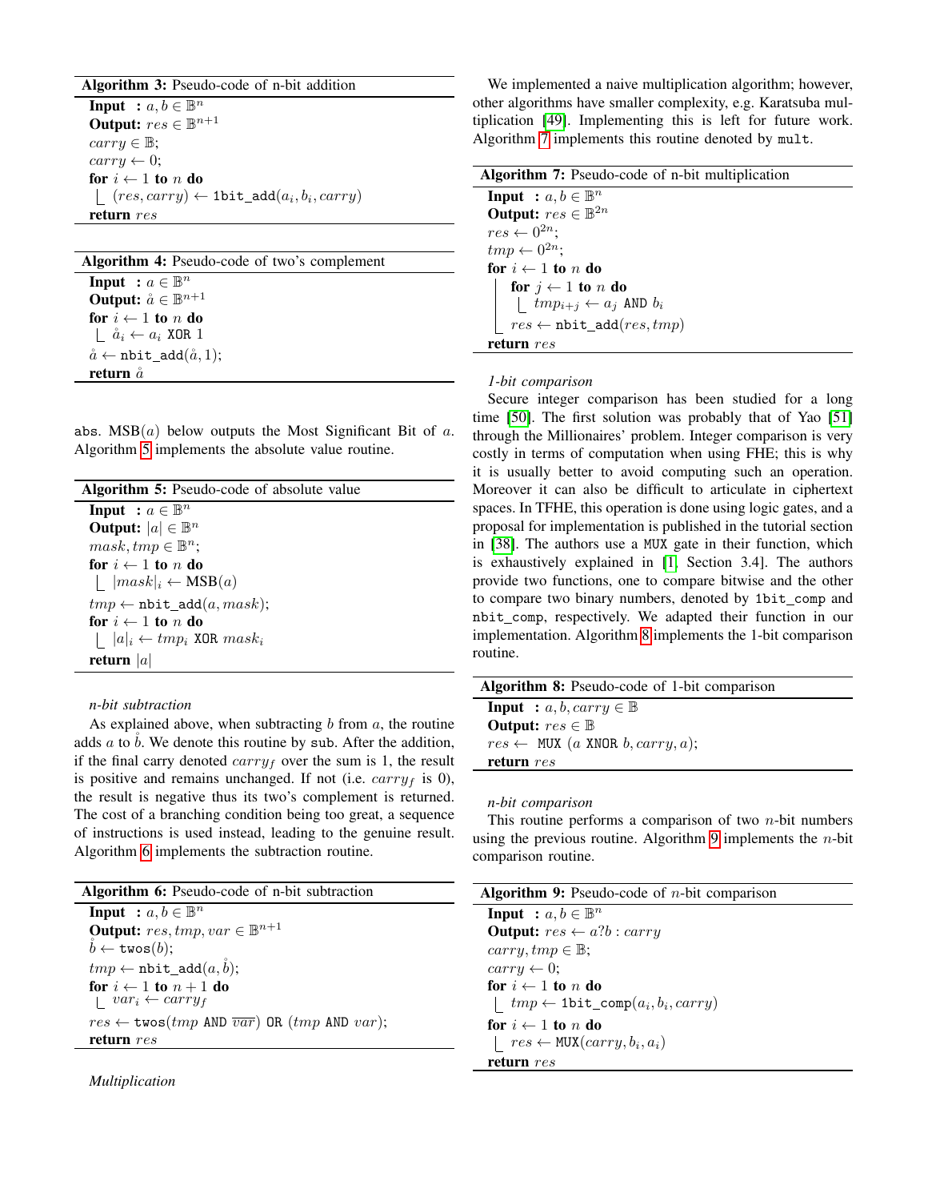**Algorithm 3:** Pseudo-code of n-bit addition

```
Input  : a, b ∈ 𝔹^n
Output: res ∈ 𝔹^{n+1}
carry ∈ 𝔹;
carry ← 0;
for i ← 1 to n do
    (res, carry) ← 1bit_add(a_i, b_i, carry)
return res
```

**Algorithm 4:** Pseudo-code of two's complement

```
Input  : a ∈ 𝔹^n
Output: å ∈ 𝔹^{n+1}
for i ← 1 to n do
    å_i ← a_i XOR 1
å ← nbit_add(å, 1);
return å
```

abs. MSB($a$) below outputs the Most Significant Bit of $a$. Algorithm 5 implements the absolute value routine.

**Algorithm 5:** Pseudo-code of absolute value

```
Input  : a ∈ 𝔹^n
Output: |a| ∈ 𝔹^n
mask, tmp ∈ 𝔹^n;
for i ← 1 to n do
    |mask|_i ← MSB(a)
tmp ← nbit_add(a, mask);
for i ← 1 to n do
    |a|_i ← tmp_i XOR mask_i
return |a|
```

*n-bit subtraction*

As explained above, when subtracting $b$ from $a$, the routine adds $a$ to $\mathring{b}$. We denote this routine by sub. After the addition, if the final carry denoted $carry_f$ over the sum is 1, the result is positive and remains unchanged. If not (i.e. $carry_f$ is 0), the result is negative thus its two's complement is returned. The cost of a branching condition being too great, a sequence of instructions is used instead, leading to the genuine result. Algorithm 6 implements the subtraction routine.

**Algorithm 6:** Pseudo-code of n-bit subtraction

```
Input  : a, b ∈ 𝔹^n
Output: res, tmp, var ∈ 𝔹^{n+1}
b̊ ← twos(b);
tmp ← nbit_add(a, b̊);
for i ← 1 to n + 1 do
    var_i ← carry_f
res ← twos(tmp AND ¬var) OR (tmp AND var);
return res
```

*Multiplication*

We implemented a naive multiplication algorithm; however, other algorithms have smaller complexity, e.g. Karatsuba multiplication [49]. Implementing this is left for future work. Algorithm 7 implements this routine denoted by mult.

**Algorithm 7:** Pseudo-code of n-bit multiplication

```
Input  : a, b ∈ 𝔹^n
Output: res ∈ 𝔹^{2n}
res ← 0^{2n};
tmp ← 0^{2n};
for i ← 1 to n do
    for j ← 1 to n do
        tmp_{i+j} ← a_j AND b_i
    res ← nbit_add(res, tmp)
return res
```

*1-bit comparison*

Secure integer comparison has been studied for a long time [50]. The first solution was probably that of Yao [51] through the Millionaires' problem. Integer comparison is very costly in terms of computation when using FHE; this is why it is usually better to avoid computing such an operation. Moreover it can also be difficult to articulate in ciphertext spaces. In TFHE, this operation is done using logic gates, and a proposal for implementation is published in the tutorial section in [38]. The authors use a MUX gate in their function, which is exhaustively explained in [1, Section 3.4]. The authors provide two functions, one to compare bitwise and the other to compare two binary numbers, denoted by 1bit_comp and nbit_comp, respectively. We adapted their function in our implementation. Algorithm 8 implements the 1-bit comparison routine.

**Algorithm 8:** Pseudo-code of 1-bit comparison

```
Input  : a, b, carry ∈ 𝔹
Output: res ∈ 𝔹
res ← MUX (a XNOR b, carry, a);
return res
```

*n-bit comparison*

This routine performs a comparison of two $n$-bit numbers using the previous routine. Algorithm 9 implements the $n$-bit comparison routine.

**Algorithm 9:** Pseudo-code of $n$-bit comparison

```
Input  : a, b ∈ 𝔹^n
Output: res ← a?b : carry
carry, tmp ∈ 𝔹;
carry ← 0;
for i ← 1 to n do
    tmp ← 1bit_comp(a_i, b_i, carry)
for i ← 1 to n do
    res ← MUX(carry, b_i, a_i)
return res
```